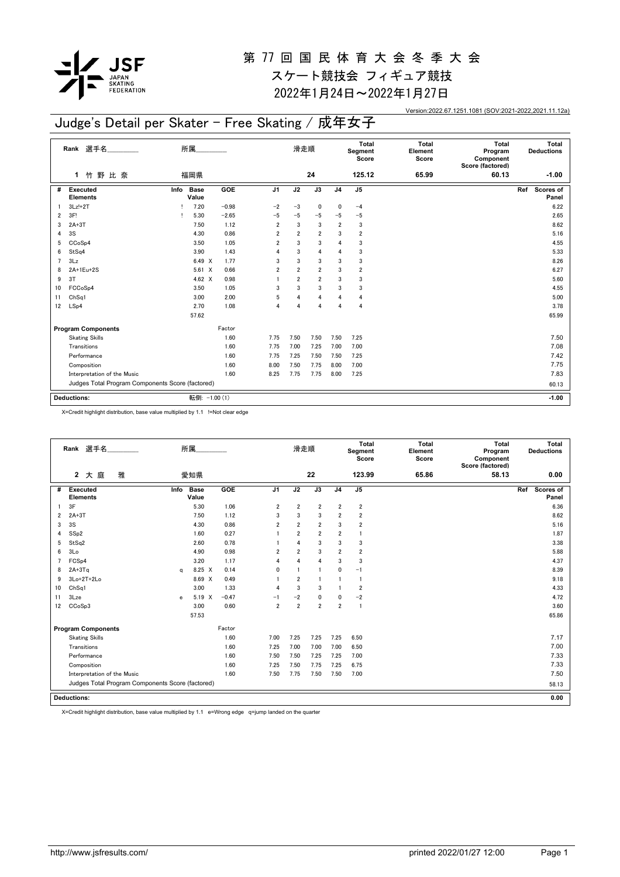# 第 77 回 国 民 体 育 大 会 冬 季 大 会

## スケート競技会 フィギュア競技

## 2022年1月24日～2022年1月27日

Version:2022.67.1251.1081 (SOV:2021-2022,2021.11.12a)

## Judge's Detail per Skater - Free Skating / 成年女子

| Rank | 選手名 | 所属 | 滑走順 | Total Segment Score | Total Element Score | Total Program Component Score (factored) | Total Deductions |
|---|---|---|---|---|---|---|---|
| 1 | 竹 野 比 奈 | 福岡県 | 24 | 125.12 | 65.99 | 60.13 | -1.00 |

| # | Executed Elements | Info | Base Value | | GOE | J1 | J2 | J3 | J4 | J5 | Ref | Scores of Panel |
|---|---|---|---|---|---|---|---|---|---|---|---|---|
| 1 | 3Lz!+2T | ! | 7.20 | | -0.98 | -2 | -3 | 0 | 0 | -4 | | 6.22 |
| 2 | 3F! | ! | 5.30 | | -2.65 | -5 | -5 | -5 | -5 | -5 | | 2.65 |
| 3 | 2A+3T | | 7.50 | | 1.12 | 2 | 3 | 3 | 2 | 3 | | 8.62 |
| 4 | 3S | | 4.30 | | 0.86 | 2 | 2 | 2 | 3 | 2 | | 5.16 |
| 5 | CCoSp4 | | 3.50 | | 1.05 | 2 | 3 | 3 | 4 | 3 | | 4.55 |
| 6 | StSq4 | | 3.90 | | 1.43 | 4 | 3 | 4 | 4 | 3 | | 5.33 |
| 7 | 3Lz | | 6.49 | X | 1.77 | 3 | 3 | 3 | 3 | 3 | | 8.26 |
| 8 | 2A+1Eu+2S | | 5.61 | X | 0.66 | 2 | 2 | 2 | 3 | 2 | | 6.27 |
| 9 | 3T | | 4.62 | X | 0.98 | 1 | 2 | 2 | 3 | 3 | | 5.60 |
| 10 | FCCoSp4 | | 3.50 | | 1.05 | 3 | 3 | 3 | 3 | 3 | | 4.55 |
| 11 | ChSq1 | | 3.00 | | 2.00 | 5 | 4 | 4 | 4 | 4 | | 5.00 |
| 12 | LSp4 | | 2.70 | | 1.08 | 4 | 4 | 4 | 4 | 4 | | 3.78 |
| | | | 57.62 | | | | | | | | | 65.99 |

| Program Components | Factor | J1 | J2 | J3 | J4 | J5 | Scores of Panel |
|---|---|---|---|---|---|---|---|
| Skating Skills | 1.60 | 7.75 | 7.50 | 7.50 | 7.50 | 7.25 | 7.50 |
| Transitions | 1.60 | 7.75 | 7.00 | 7.25 | 7.00 | 7.00 | 7.08 |
| Performance | 1.60 | 7.75 | 7.25 | 7.50 | 7.50 | 7.25 | 7.42 |
| Composition | 1.60 | 8.00 | 7.50 | 7.75 | 8.00 | 7.00 | 7.75 |
| Interpretation of the Music | 1.60 | 8.25 | 7.75 | 7.75 | 8.00 | 7.25 | 7.83 |
| Judges Total Program Components Score (factored) | | | | | | | 60.13 |

| Deductions: | 転倒: -1.00 (1) | -1.00 |
|---|---|---|

X=Credit highlight distribution, base value multiplied by 1.1 !=Not clear edge

| Rank | 選手名 | 所属 | 滑走順 | Total Segment Score | Total Element Score | Total Program Component Score (factored) | Total Deductions |
|---|---|---|---|---|---|---|---|
| 2 | 大 庭 雅 | 愛知県 | 22 | 123.99 | 65.86 | 58.13 | 0.00 |

| # | Executed Elements | Info | Base Value | | GOE | J1 | J2 | J3 | J4 | J5 | Ref | Scores of Panel |
|---|---|---|---|---|---|---|---|---|---|---|---|---|
| 1 | 3F | | 5.30 | | 1.06 | 2 | 2 | 2 | 2 | 2 | | 6.36 |
| 2 | 2A+3T | | 7.50 | | 1.12 | 3 | 3 | 3 | 2 | 2 | | 8.62 |
| 3 | 3S | | 4.30 | | 0.86 | 2 | 2 | 2 | 3 | 2 | | 5.16 |
| 4 | SSp2 | | 1.60 | | 0.27 | 1 | 2 | 2 | 2 | 1 | | 1.87 |
| 5 | StSq2 | | 2.60 | | 0.78 | 1 | 4 | 3 | 3 | 3 | | 3.38 |
| 6 | 3Lo | | 4.90 | | 0.98 | 2 | 2 | 3 | 2 | 2 | | 5.88 |
| 7 | FCSp4 | | 3.20 | | 1.17 | 4 | 4 | 4 | 3 | 3 | | 4.37 |
| 8 | 2A+3Tq | q | 8.25 | X | 0.14 | 0 | 1 | 1 | 0 | -1 | | 8.39 |
| 9 | 3Lo+2T+2Lo | | 8.69 | X | 0.49 | 1 | 2 | 1 | 1 | 1 | | 9.18 |
| 10 | ChSq1 | | 3.00 | | 1.33 | 4 | 3 | 3 | 1 | 2 | | 4.33 |
| 11 | 3Lze | e | 5.19 | X | -0.47 | -1 | -2 | 0 | 0 | -2 | | 4.72 |
| 12 | CCoSp3 | | 3.00 | | 0.60 | 2 | 2 | 2 | 2 | 1 | | 3.60 |
| | | | 57.53 | | | | | | | | | 65.86 |

| Program Components | Factor | J1 | J2 | J3 | J4 | J5 | Scores of Panel |
|---|---|---|---|---|---|---|---|
| Skating Skills | 1.60 | 7.00 | 7.25 | 7.25 | 7.25 | 6.50 | 7.17 |
| Transitions | 1.60 | 7.25 | 7.00 | 7.00 | 7.00 | 6.50 | 7.00 |
| Performance | 1.60 | 7.50 | 7.50 | 7.25 | 7.25 | 7.00 | 7.33 |
| Composition | 1.60 | 7.25 | 7.50 | 7.75 | 7.25 | 6.75 | 7.33 |
| Interpretation of the Music | 1.60 | 7.50 | 7.75 | 7.50 | 7.50 | 7.00 | 7.50 |
| Judges Total Program Components Score (factored) | | | | | | | 58.13 |

| Deductions: | | 0.00 |
|---|---|---|

X=Credit highlight distribution, base value multiplied by 1.1 e=Wrong edge q=jump landed on the quarter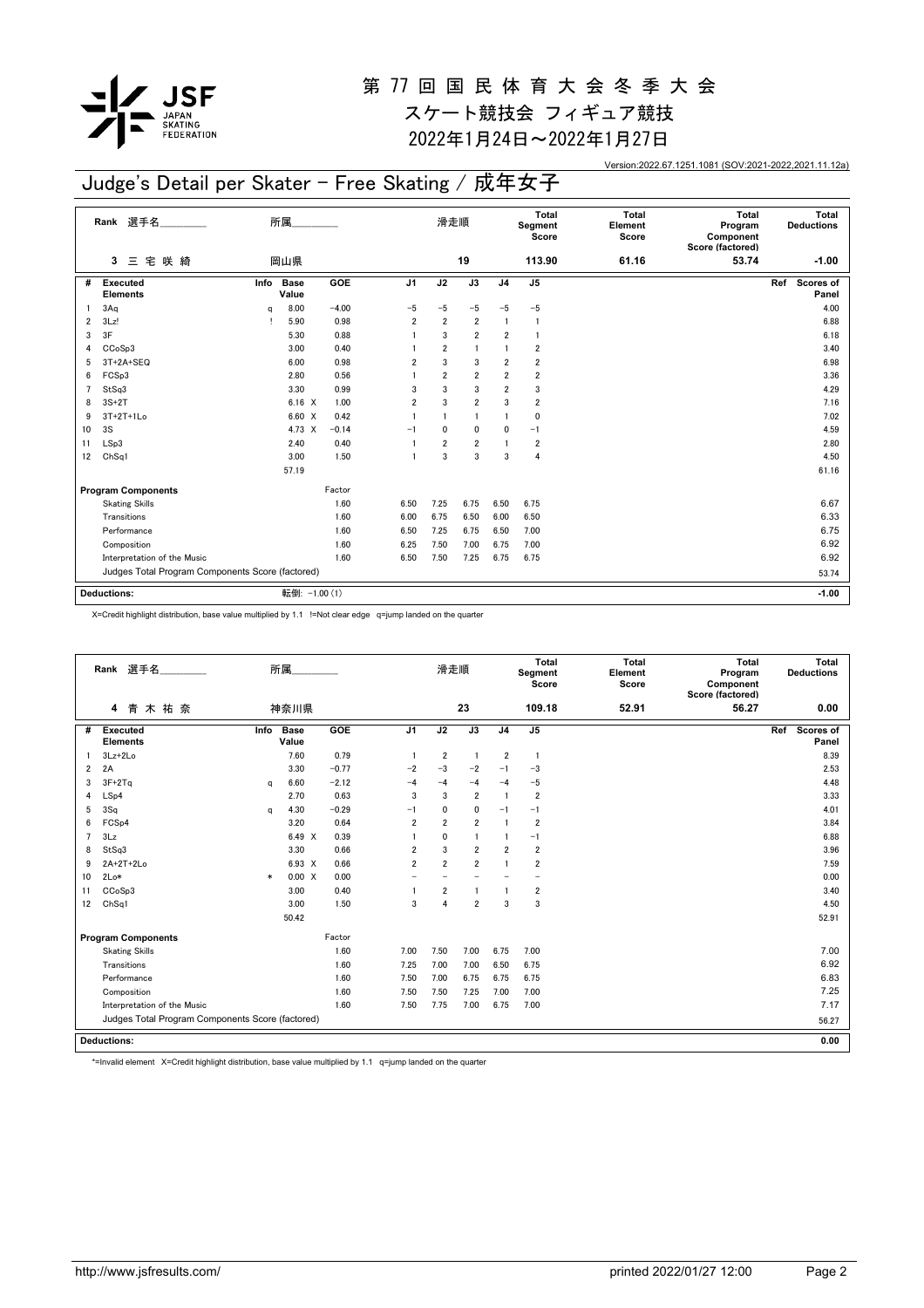# 第 77 回 国 民 体 育 大 会 冬 季 大 会

## スケート競技会 フィギュア競技

## 2022年1月24日～2022年1月27日

Version:2022.67.1251.1081 (SOV:2021-2022,2021.11.12a)

## Judge's Detail per Skater - Free Skating / 成年女子

| Rank | 選手名 | 所属 | 滑走順 | Total Segment Score | Total Element Score | Total Program Component Score (factored) | Total Deductions |
|---|---|---|---|---|---|---|---|
| 3 | 三 宅 咲 綺 | 岡山県 | 19 | 113.90 | 61.16 | 53.74 | -1.00 |

| # | Executed Elements | Info | Base Value | | GOE | J1 | J2 | J3 | J4 | J5 | Ref | Scores of Panel |
|---|---|---|---|---|---|---|---|---|---|---|---|---|
| 1 | 3Aq | q | 8.00 | | -4.00 | -5 | -5 | -5 | -5 | -5 | | 4.00 |
| 2 | 3Lz! | ! | 5.90 | | 0.98 | 2 | 2 | 2 | 1 | 1 | | 6.88 |
| 3 | 3F | | 5.30 | | 0.88 | 1 | 3 | 2 | 2 | 1 | | 6.18 |
| 4 | CCoSp3 | | 3.00 | | 0.40 | 1 | 2 | 1 | 1 | 2 | | 3.40 |
| 5 | 3T+2A+SEQ | | 6.00 | | 0.98 | 2 | 3 | 3 | 2 | 2 | | 6.98 |
| 6 | FCSp3 | | 2.80 | | 0.56 | 1 | 2 | 2 | 2 | 2 | | 3.36 |
| 7 | StSq3 | | 3.30 | | 0.99 | 3 | 3 | 3 | 2 | 3 | | 4.29 |
| 8 | 3S+2T | | 6.16 | X | 1.00 | 2 | 3 | 2 | 3 | 2 | | 7.16 |
| 9 | 3T+2T+1Lo | | 6.60 | X | 0.42 | 1 | 1 | 1 | 1 | 0 | | 7.02 |
| 10 | 3S | | 4.73 | X | -0.14 | -1 | 0 | 0 | 0 | -1 | | 4.59 |
| 11 | LSp3 | | 2.40 | | 0.40 | 1 | 2 | 2 | 1 | 2 | | 2.80 |
| 12 | ChSq1 | | 3.00 | | 1.50 | 1 | 3 | 3 | 3 | 4 | | 4.50 |
| | | | 57.19 | | | | | | | | | 61.16 |

| Program Components | Factor | J1 | J2 | J3 | J4 | J5 | Scores of Panel |
|---|---|---|---|---|---|---|---|
| Skating Skills | 1.60 | 6.50 | 7.25 | 6.75 | 6.50 | 6.75 | 6.67 |
| Transitions | 1.60 | 6.00 | 6.75 | 6.50 | 6.00 | 6.50 | 6.33 |
| Performance | 1.60 | 6.50 | 7.25 | 6.75 | 6.50 | 7.00 | 6.75 |
| Composition | 1.60 | 6.25 | 7.50 | 7.00 | 6.75 | 7.00 | 6.92 |
| Interpretation of the Music | 1.60 | 6.50 | 7.50 | 7.25 | 6.75 | 6.75 | 6.92 |
| Judges Total Program Components Score (factored) | | | | | | | 53.74 |

| Deductions: | 転倒: -1.00 (1) | -1.00 |
|---|---|---|

X=Credit highlight distribution, base value multiplied by 1.1 !=Not clear edge q=jump landed on the quarter

| Rank | 選手名 | 所属 | 滑走順 | Total Segment Score | Total Element Score | Total Program Component Score (factored) | Total Deductions |
|---|---|---|---|---|---|---|---|
| 4 | 青 木 祐 奈 | 神奈川県 | 23 | 109.18 | 52.91 | 56.27 | 0.00 |

| # | Executed Elements | Info | Base Value | | GOE | J1 | J2 | J3 | J4 | J5 | Ref | Scores of Panel |
|---|---|---|---|---|---|---|---|---|---|---|---|---|
| 1 | 3Lz+2Lo | | 7.60 | | 0.79 | 1 | 2 | 1 | 2 | 1 | | 8.39 |
| 2 | 2A | | 3.30 | | -0.77 | -2 | -3 | -2 | -1 | -3 | | 2.53 |
| 3 | 3F+2Tq | q | 6.60 | | -2.12 | -4 | -4 | -4 | -4 | -5 | | 4.48 |
| 4 | LSp4 | | 2.70 | | 0.63 | 3 | 3 | 2 | 1 | 2 | | 3.33 |
| 5 | 3Sq | q | 4.30 | | -0.29 | -1 | 0 | 0 | -1 | -1 | | 4.01 |
| 6 | FCSp4 | | 3.20 | | 0.64 | 2 | 2 | 2 | 1 | 2 | | 3.84 |
| 7 | 3Lz | | 6.49 | X | 0.39 | 1 | 0 | 1 | 1 | -1 | | 6.88 |
| 8 | StSq3 | | 3.30 | | 0.66 | 2 | 3 | 2 | 2 | 2 | | 3.96 |
| 9 | 2A+2T+2Lo | | 6.93 | X | 0.66 | 2 | 2 | 2 | 1 | 2 | | 7.59 |
| 10 | 2Lo* | * | 0.00 | X | 0.00 | - | - | - | - | - | | 0.00 |
| 11 | CCoSp3 | | 3.00 | | 0.40 | 1 | 2 | 1 | 1 | 2 | | 3.40 |
| 12 | ChSq1 | | 3.00 | | 1.50 | 3 | 4 | 2 | 3 | 3 | | 4.50 |
| | | | 50.42 | | | | | | | | | 52.91 |

| Program Components | Factor | J1 | J2 | J3 | J4 | J5 | Scores of Panel |
|---|---|---|---|---|---|---|---|
| Skating Skills | 1.60 | 7.00 | 7.50 | 7.00 | 6.75 | 7.00 | 7.00 |
| Transitions | 1.60 | 7.25 | 7.00 | 7.00 | 6.50 | 6.75 | 6.92 |
| Performance | 1.60 | 7.50 | 7.00 | 6.75 | 6.75 | 6.75 | 6.83 |
| Composition | 1.60 | 7.50 | 7.50 | 7.25 | 7.00 | 7.00 | 7.25 |
| Interpretation of the Music | 1.60 | 7.50 | 7.75 | 7.00 | 6.75 | 7.00 | 7.17 |
| Judges Total Program Components Score (factored) | | | | | | | 56.27 |

| Deductions: | | 0.00 |
|---|---|---|

*=Invalid element X=Credit highlight distribution, base value multiplied by 1.1 q=jump landed on the quarter

http://www.jsfresults.com/ printed 2022/01/27 12:00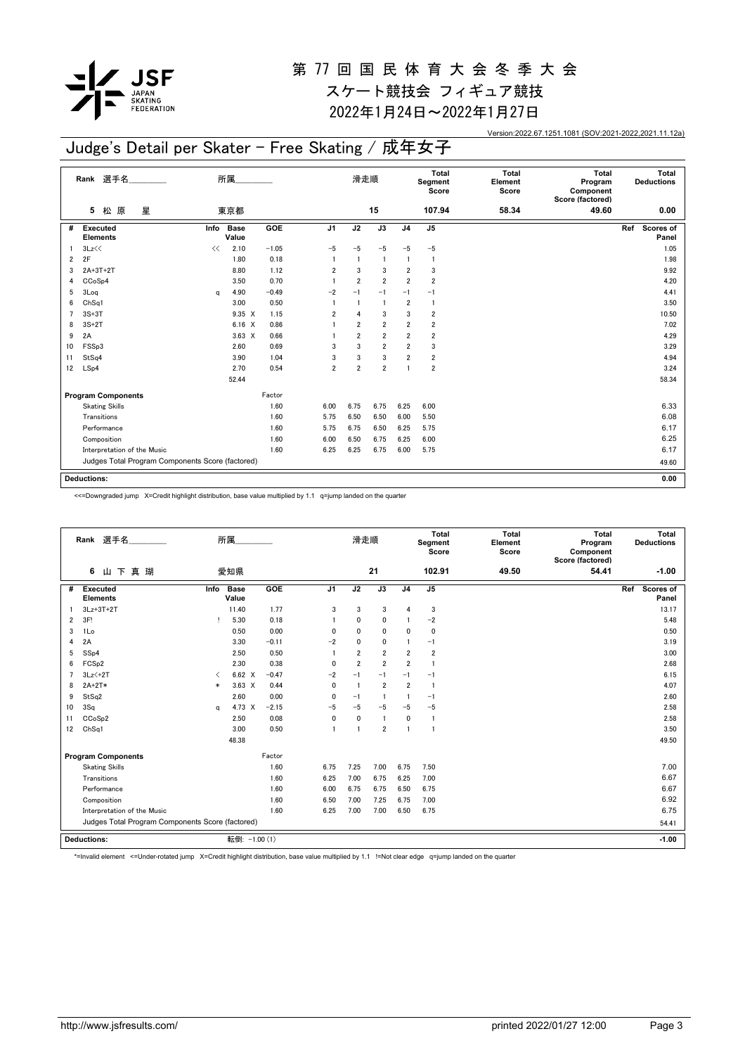# 第 77 回 国 民 体 育 大 会 冬 季 大 会

## スケート競技会 フィギュア競技

## 2022年1月24日～2022年1月27日

Version:2022.67.1251.1081 (SOV:2021-2022,2021.11.12a)

## Judge's Detail per Skater - Free Skating / 成年女子

| Rank | 選手名 | 所属 | 滑走順 | Total Segment Score | Total Element Score | Total Program Component Score (factored) | Total Deductions |
|---|---|---|---|---|---|---|---|
| 5 | 松 原 星 | 東京都 | 15 | 107.94 | 58.34 | 49.60 | 0.00 |

| # | Executed Elements | Info | Base Value | | GOE | J1 | J2 | J3 | J4 | J5 | Ref | Scores of Panel |
|---|---|---|---|---|---|---|---|---|---|---|---|---|
| 1 | 3Lz<< | << | 2.10 | | −1.05 | −5 | −5 | −5 | −5 | −5 | | 1.05 |
| 2 | 2F | | 1.80 | | 0.18 | 1 | 1 | 1 | 1 | 1 | | 1.98 |
| 3 | 2A+3T+2T | | 8.80 | | 1.12 | 2 | 3 | 3 | 2 | 3 | | 9.92 |
| 4 | CCoSp4 | | 3.50 | | 0.70 | 1 | 2 | 2 | 2 | 2 | | 4.20 |
| 5 | 3Loq | q | 4.90 | | −0.49 | −2 | −1 | −1 | −1 | −1 | | 4.41 |
| 6 | ChSq1 | | 3.00 | | 0.50 | 1 | 1 | 1 | 2 | 1 | | 3.50 |
| 7 | 3S+3T | | 9.35 | X | 1.15 | 2 | 4 | 3 | 3 | 2 | | 10.50 |
| 8 | 3S+2T | | 6.16 | X | 0.86 | 1 | 2 | 2 | 2 | 2 | | 7.02 |
| 9 | 2A | | 3.63 | X | 0.66 | 1 | 2 | 2 | 2 | 2 | | 4.29 |
| 10 | FSSp3 | | 2.60 | | 0.69 | 3 | 3 | 2 | 2 | 3 | | 3.29 |
| 11 | StSq4 | | 3.90 | | 1.04 | 3 | 3 | 3 | 2 | 2 | | 4.94 |
| 12 | LSp4 | | 2.70 | | 0.54 | 2 | 2 | 2 | 1 | 2 | | 3.24 |
| | | | 52.44 | | | | | | | | | 58.34 |

| Program Components | Factor | J1 | J2 | J3 | J4 | J5 | Scores of Panel |
|---|---|---|---|---|---|---|---|
| Skating Skills | 1.60 | 6.00 | 6.75 | 6.75 | 6.25 | 6.00 | 6.33 |
| Transitions | 1.60 | 5.75 | 6.50 | 6.50 | 6.00 | 5.50 | 6.08 |
| Performance | 1.60 | 5.75 | 6.75 | 6.50 | 6.25 | 5.75 | 6.17 |
| Composition | 1.60 | 6.00 | 6.50 | 6.75 | 6.25 | 6.00 | 6.25 |
| Interpretation of the Music | 1.60 | 6.25 | 6.25 | 6.75 | 6.00 | 5.75 | 6.17 |
| Judges Total Program Components Score (factored) | | | | | | | 49.60 |

**Deductions:** 0.00

<<=Downgraded jump X=Credit highlight distribution, base value multiplied by 1.1 q=jump landed on the quarter

| Rank | 選手名 | 所属 | 滑走順 | Total Segment Score | Total Element Score | Total Program Component Score (factored) | Total Deductions |
|---|---|---|---|---|---|---|---|
| 6 | 山 下 真 瑚 | 愛知県 | 21 | 102.91 | 49.50 | 54.41 | -1.00 |

| # | Executed Elements | Info | Base Value | | GOE | J1 | J2 | J3 | J4 | J5 | Ref | Scores of Panel |
|---|---|---|---|---|---|---|---|---|---|---|---|---|
| 1 | 3Lz+3T+2T | | 11.40 | | 1.77 | 3 | 3 | 3 | 4 | 3 | | 13.17 |
| 2 | 3F! | ! | 5.30 | | 0.18 | 1 | 0 | 0 | 1 | −2 | | 5.48 |
| 3 | 1Lo | | 0.50 | | 0.00 | 0 | 0 | 0 | 0 | 0 | | 0.50 |
| 4 | 2A | | 3.30 | | −0.11 | −2 | 0 | 0 | 1 | −1 | | 3.19 |
| 5 | SSp4 | | 2.50 | | 0.50 | 1 | 2 | 2 | 2 | 2 | | 3.00 |
| 6 | FCSp2 | | 2.30 | | 0.38 | 0 | 2 | 2 | 2 | 1 | | 2.68 |
| 7 | 3Lz<+2T | < | 6.62 | X | −0.47 | −2 | −1 | −1 | −1 | −1 | | 6.15 |
| 8 | 2A+2T* | * | 3.63 | X | 0.44 | 0 | 1 | 2 | 2 | 1 | | 4.07 |
| 9 | StSq2 | | 2.60 | | 0.00 | 0 | −1 | 1 | 1 | −1 | | 2.60 |
| 10 | 3Sq | q | 4.73 | X | −2.15 | −5 | −5 | −5 | −5 | −5 | | 2.58 |
| 11 | CCoSp2 | | 2.50 | | 0.08 | 0 | 0 | 1 | 0 | 1 | | 2.58 |
| 12 | ChSq1 | | 3.00 | | 0.50 | 1 | 1 | 2 | 1 | 1 | | 3.50 |
| | | | 48.38 | | | | | | | | | 49.50 |

| Program Components | Factor | J1 | J2 | J3 | J4 | J5 | Scores of Panel |
|---|---|---|---|---|---|---|---|
| Skating Skills | 1.60 | 6.75 | 7.25 | 7.00 | 6.75 | 7.50 | 7.00 |
| Transitions | 1.60 | 6.25 | 7.00 | 6.75 | 6.25 | 7.00 | 6.67 |
| Performance | 1.60 | 6.00 | 6.75 | 6.75 | 6.50 | 6.75 | 6.67 |
| Composition | 1.60 | 6.50 | 7.00 | 7.25 | 6.75 | 7.00 | 6.92 |
| Interpretation of the Music | 1.60 | 6.25 | 7.00 | 7.00 | 6.50 | 6.75 | 6.75 |
| Judges Total Program Components Score (factored) | | | | | | | 54.41 |

**Deductions:** 転倒: −1.00 (1) -1.00

*=Invalid element <=Under-rotated jump X=Credit highlight distribution, base value multiplied by 1.1 !=Not clear edge q=jump landed on the quarter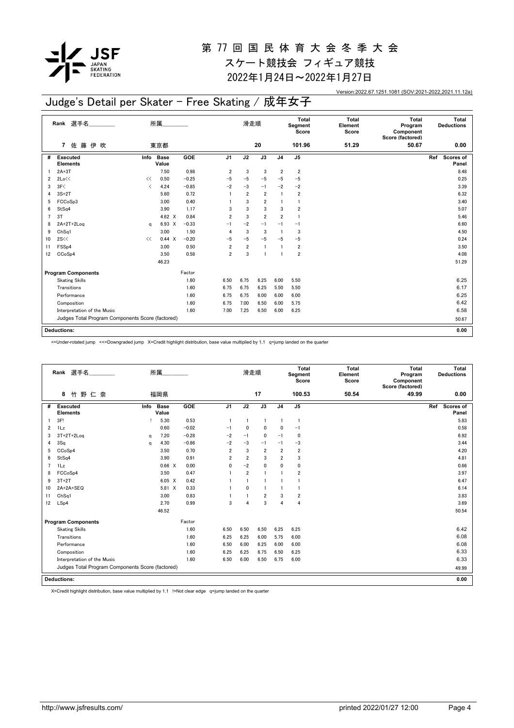# 第 77 回 国 民 体 育 大 会 冬 季 大 会

## スケート競技会 フィギュア競技

## 2022年1月24日～2022年1月27日

Version:2022.67.1251.1081 (SOV:2021-2022,2021.11.12a)

## Judge's Detail per Skater - Free Skating / 成年女子

| Rank | 選手名 | 所属 | 滑走順 | Total Segment Score | Total Element Score | Total Program Component Score (factored) | Total Deductions |
|---|---|---|---|---|---|---|---|
| 7 | 佐 藤 伊 吹 | 東京都 | 20 | 101.96 | 51.29 | 50.67 | 0.00 |

| # | Executed Elements | Info | Base Value | | GOE | J1 | J2 | J3 | J4 | J5 | Ref | Scores of Panel |
|---|---|---|---|---|---|---|---|---|---|---|---|---|
| 1 | 2A+3T | | 7.50 | | 0.98 | 2 | 3 | 3 | 2 | 2 | | 8.48 |
| 2 | 2Lo<< | << | 0.50 | | −0.25 | −5 | −5 | −5 | −5 | −5 | | 0.25 |
| 3 | 3F< | < | 4.24 | | −0.85 | −2 | −3 | −1 | −2 | −2 | | 3.39 |
| 4 | 3S+2T | | 5.60 | | 0.72 | 1 | 2 | 2 | 1 | 2 | | 6.32 |
| 5 | FCCoSp3 | | 3.00 | | 0.40 | 1 | 3 | 2 | 1 | 1 | | 3.40 |
| 6 | StSq4 | | 3.90 | | 1.17 | 3 | 3 | 3 | 3 | 2 | | 5.07 |
| 7 | 3T | | 4.62 | X | 0.84 | 2 | 3 | 2 | 2 | 1 | | 5.46 |
| 8 | 2A+2T+2Loq | q | 6.93 | X | −0.33 | −1 | −2 | −1 | −1 | −1 | | 6.60 |
| 9 | ChSq1 | | 3.00 | | 1.50 | 4 | 3 | 3 | 1 | 3 | | 4.50 |
| 10 | 2S<< | << | 0.44 | X | −0.20 | −5 | −5 | −5 | −5 | −5 | | 0.24 |
| 11 | FSSp4 | | 3.00 | | 0.50 | 2 | 2 | 1 | 1 | 2 | | 3.50 |
| 12 | CCoSp4 | | 3.50 | | 0.58 | 2 | 3 | 1 | 1 | 2 | | 4.08 |
| | | | 46.23 | | | | | | | | | 51.29 |

| Program Components | Factor | J1 | J2 | J3 | J4 | J5 | Scores of Panel |
|---|---|---|---|---|---|---|---|
| Skating Skills | 1.60 | 6.50 | 6.75 | 6.25 | 6.00 | 5.50 | 6.25 |
| Transitions | 1.60 | 6.75 | 6.75 | 6.25 | 5.50 | 5.50 | 6.17 |
| Performance | 1.60 | 6.75 | 6.75 | 6.00 | 6.00 | 6.00 | 6.25 |
| Composition | 1.60 | 6.75 | 7.00 | 6.50 | 6.00 | 5.75 | 6.42 |
| Interpretation of the Music | 1.60 | 7.00 | 7.25 | 6.50 | 6.00 | 6.25 | 6.58 |
| Judges Total Program Components Score (factored) | | | | | | | 50.67 |

**Deductions:** 0.00

<=Under-rotated jump <<=Downgraded jump X=Credit highlight distribution, base value multiplied by 1.1 q=jump landed on the quarter

| Rank | 選手名 | 所属 | 滑走順 | Total Segment Score | Total Element Score | Total Program Component Score (factored) | Total Deductions |
|---|---|---|---|---|---|---|---|
| 8 | 竹 野 仁 奈 | 福岡県 | 17 | 100.53 | 50.54 | 49.99 | 0.00 |

| # | Executed Elements | Info | Base Value | | GOE | J1 | J2 | J3 | J4 | J5 | Ref | Scores of Panel |
|---|---|---|---|---|---|---|---|---|---|---|---|---|
| 1 | 3F! | ! | 5.30 | | 0.53 | 1 | 1 | 1 | 1 | 1 | | 5.83 |
| 2 | 1Lz | | 0.60 | | −0.02 | −1 | 0 | 0 | 0 | −1 | | 0.58 |
| 3 | 3T+2T+2Loq | q | 7.20 | | −0.28 | −2 | −1 | 0 | −1 | 0 | | 6.92 |
| 4 | 3Sq | q | 4.30 | | −0.86 | −2 | −3 | −1 | −1 | −3 | | 3.44 |
| 5 | CCoSp4 | | 3.50 | | 0.70 | 2 | 3 | 2 | 2 | 2 | | 4.20 |
| 6 | StSq4 | | 3.90 | | 0.91 | 2 | 2 | 3 | 2 | 3 | | 4.81 |
| 7 | 1Lz | | 0.66 | X | 0.00 | 0 | −2 | 0 | 0 | 0 | | 0.66 |
| 8 | FCCoSp4 | | 3.50 | | 0.47 | 1 | 2 | 1 | 1 | 2 | | 3.97 |
| 9 | 3T+2T | | 6.05 | X | 0.42 | 1 | 1 | 1 | 1 | 1 | | 6.47 |
| 10 | 2A+2A+SEQ | | 5.81 | X | 0.33 | 1 | 0 | 1 | 1 | 1 | | 6.14 |
| 11 | ChSq1 | | 3.00 | | 0.83 | 1 | 1 | 2 | 3 | 2 | | 3.83 |
| 12 | LSp4 | | 2.70 | | 0.99 | 3 | 4 | 3 | 4 | 4 | | 3.69 |
| | | | 46.52 | | | | | | | | | 50.54 |

| Program Components | Factor | J1 | J2 | J3 | J4 | J5 | Scores of Panel |
|---|---|---|---|---|---|---|---|
| Skating Skills | 1.60 | 6.50 | 6.50 | 6.50 | 6.25 | 6.25 | 6.42 |
| Transitions | 1.60 | 6.25 | 6.25 | 6.00 | 5.75 | 6.00 | 6.08 |
| Performance | 1.60 | 6.50 | 6.00 | 6.25 | 6.00 | 6.00 | 6.08 |
| Composition | 1.60 | 6.25 | 6.25 | 6.75 | 6.50 | 6.25 | 6.33 |
| Interpretation of the Music | 1.60 | 6.50 | 6.00 | 6.50 | 6.75 | 6.00 | 6.33 |
| Judges Total Program Components Score (factored) | | | | | | | 49.99 |

**Deductions:** 0.00

X=Credit highlight distribution, base value multiplied by 1.1 !=Not clear edge q=jump landed on the quarter

http://www.jsfresults.com/ printed 2022/01/27 12:00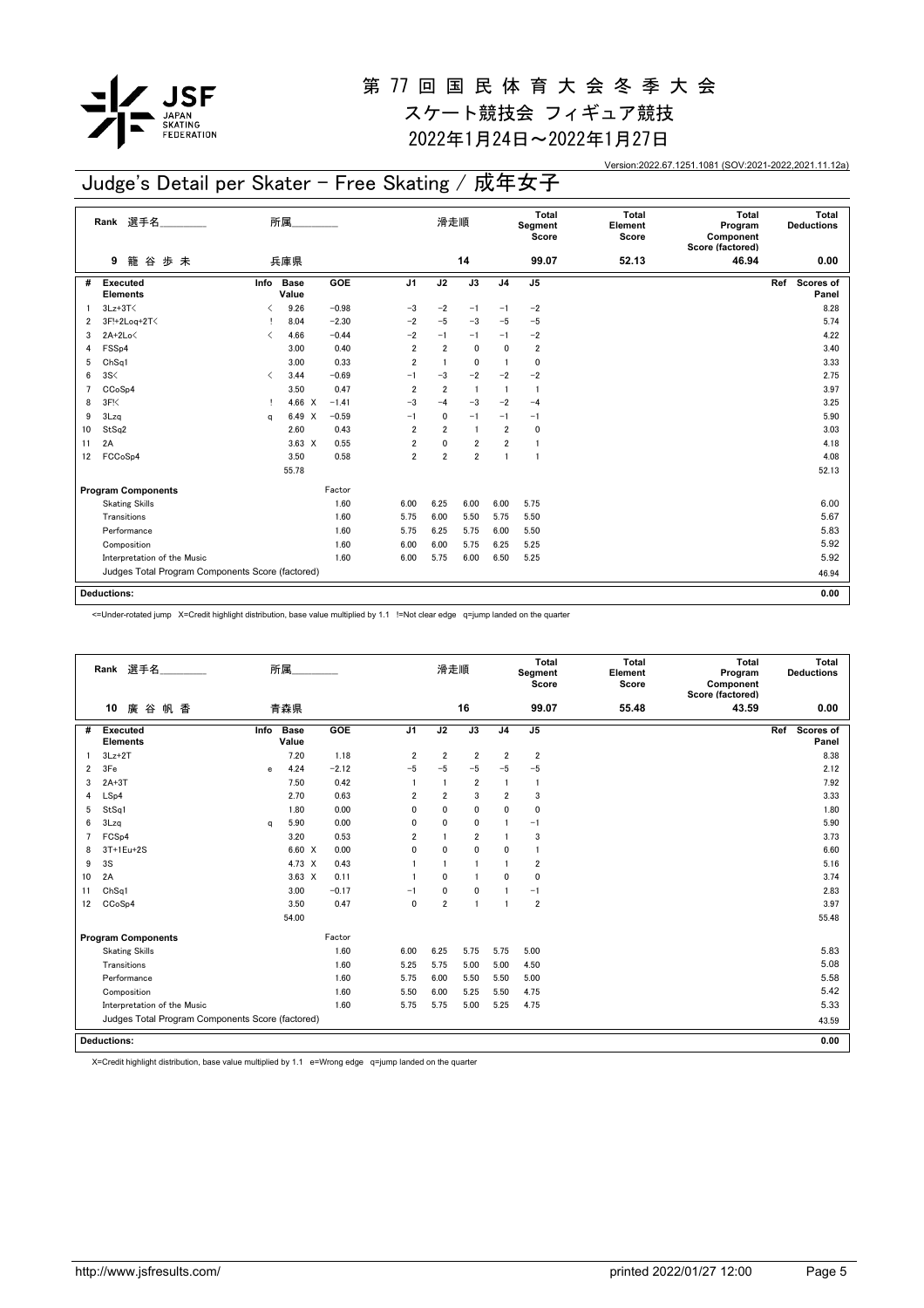# 第 77 回 国 民 体 育 大 会 冬 季 大 会

## スケート競技会 フィギュア競技

## 2022年1月24日～2022年1月27日

Version:2022.67.1251.1081 (SOV:2021-2022,2021.11.12a)

# Judge's Detail per Skater - Free Skating / 成年女子

| Rank | 選手名 | 所属 | 滑走順 | Total Segment Score | Total Element Score | Total Program Component Score (factored) | Total Deductions |
|---|---|---|---|---|---|---|---|
| 9 | 籠 谷 歩 未 | 兵庫県 | 14 | 99.07 | 52.13 | 46.94 | 0.00 |

| # | Executed Elements | Info | Base Value | | GOE | J1 | J2 | J3 | J4 | J5 | Ref | Scores of Panel |
|---|---|---|---|---|---|---|---|---|---|---|---|---|
| 1 | 3Lz+3T< | < | 9.26 | | −0.98 | −3 | −2 | −1 | −1 | −2 | | 8.28 |
| 2 | 3F!+2Loq+2T< | ! | 8.04 | | −2.30 | −2 | −5 | −3 | −5 | −5 | | 5.74 |
| 3 | 2A+2Lo< | < | 4.66 | | −0.44 | −2 | −1 | −1 | −1 | −2 | | 4.22 |
| 4 | FSSp4 | | 3.00 | | 0.40 | 2 | 2 | 0 | 0 | 2 | | 3.40 |
| 5 | ChSq1 | | 3.00 | | 0.33 | 2 | 1 | 0 | 1 | 0 | | 3.33 |
| 6 | 3S< | < | 3.44 | | −0.69 | −1 | −3 | −2 | −2 | −2 | | 2.75 |
| 7 | CCoSp4 | | 3.50 | | 0.47 | 2 | 2 | 1 | 1 | 1 | | 3.97 |
| 8 | 3F!< | ! | 4.66 | X | −1.41 | −3 | −4 | −3 | −2 | −4 | | 3.25 |
| 9 | 3Lzq | q | 6.49 | X | −0.59 | −1 | 0 | −1 | −1 | −1 | | 5.90 |
| 10 | StSq2 | | 2.60 | | 0.43 | 2 | 2 | 1 | 2 | 0 | | 3.03 |
| 11 | 2A | | 3.63 | X | 0.55 | 2 | 0 | 2 | 2 | 1 | | 4.18 |
| 12 | FCCoSp4 | | 3.50 | | 0.58 | 2 | 2 | 2 | 1 | 1 | | 4.08 |
| | | | 55.78 | | | | | | | | | 52.13 |

| Program Components | Factor | J1 | J2 | J3 | J4 | J5 | Scores of Panel |
|---|---|---|---|---|---|---|---|
| Skating Skills | 1.60 | 6.00 | 6.25 | 6.00 | 6.00 | 5.75 | 6.00 |
| Transitions | 1.60 | 5.75 | 6.00 | 5.50 | 5.75 | 5.50 | 5.67 |
| Performance | 1.60 | 5.75 | 6.25 | 5.75 | 6.00 | 5.50 | 5.83 |
| Composition | 1.60 | 6.00 | 6.00 | 5.75 | 6.25 | 5.25 | 5.92 |
| Interpretation of the Music | 1.60 | 6.00 | 5.75 | 6.00 | 6.50 | 5.25 | 5.92 |
| Judges Total Program Components Score (factored) | | | | | | | 46.94 |

**Deductions:** 0.00

<=Under-rotated jump X=Credit highlight distribution, base value multiplied by 1.1 !=Not clear edge q=jump landed on the quarter

| Rank | 選手名 | 所属 | 滑走順 | Total Segment Score | Total Element Score | Total Program Component Score (factored) | Total Deductions |
|---|---|---|---|---|---|---|---|
| 10 | 廣 谷 帆 香 | 青森県 | 16 | 99.07 | 55.48 | 43.59 | 0.00 |

| # | Executed Elements | Info | Base Value | | GOE | J1 | J2 | J3 | J4 | J5 | Ref | Scores of Panel |
|---|---|---|---|---|---|---|---|---|---|---|---|---|
| 1 | 3Lz+2T | | 7.20 | | 1.18 | 2 | 2 | 2 | 2 | 2 | | 8.38 |
| 2 | 3Fe | e | 4.24 | | −2.12 | −5 | −5 | −5 | −5 | −5 | | 2.12 |
| 3 | 2A+3T | | 7.50 | | 0.42 | 1 | 1 | 2 | 1 | 1 | | 7.92 |
| 4 | LSp4 | | 2.70 | | 0.63 | 2 | 2 | 3 | 2 | 3 | | 3.33 |
| 5 | StSq1 | | 1.80 | | 0.00 | 0 | 0 | 0 | 0 | 0 | | 1.80 |
| 6 | 3Lzq | q | 5.90 | | 0.00 | 0 | 0 | 0 | 1 | −1 | | 5.90 |
| 7 | FCSp4 | | 3.20 | | 0.53 | 2 | 1 | 2 | 1 | 3 | | 3.73 |
| 8 | 3T+1Eu+2S | | 6.60 | X | 0.00 | 0 | 0 | 0 | 0 | 1 | | 6.60 |
| 9 | 3S | | 4.73 | X | 0.43 | 1 | 1 | 1 | 1 | 2 | | 5.16 |
| 10 | 2A | | 3.63 | X | 0.11 | 1 | 0 | 1 | 0 | 0 | | 3.74 |
| 11 | ChSq1 | | 3.00 | | −0.17 | −1 | 0 | 0 | 1 | −1 | | 2.83 |
| 12 | CCoSp4 | | 3.50 | | 0.47 | 0 | 2 | 1 | 1 | 2 | | 3.97 |
| | | | 54.00 | | | | | | | | | 55.48 |

| Program Components | Factor | J1 | J2 | J3 | J4 | J5 | Scores of Panel |
|---|---|---|---|---|---|---|---|
| Skating Skills | 1.60 | 6.00 | 6.25 | 5.75 | 5.75 | 5.00 | 5.83 |
| Transitions | 1.60 | 5.25 | 5.75 | 5.00 | 5.00 | 4.50 | 5.08 |
| Performance | 1.60 | 5.75 | 6.00 | 5.50 | 5.50 | 5.00 | 5.58 |
| Composition | 1.60 | 5.50 | 6.00 | 5.25 | 5.50 | 4.75 | 5.42 |
| Interpretation of the Music | 1.60 | 5.75 | 5.75 | 5.00 | 5.25 | 4.75 | 5.33 |
| Judges Total Program Components Score (factored) | | | | | | | 43.59 |

**Deductions:** 0.00

X=Credit highlight distribution, base value multiplied by 1.1 e=Wrong edge q=jump landed on the quarter

http://www.jsfresults.com/ printed 2022/01/27 12:00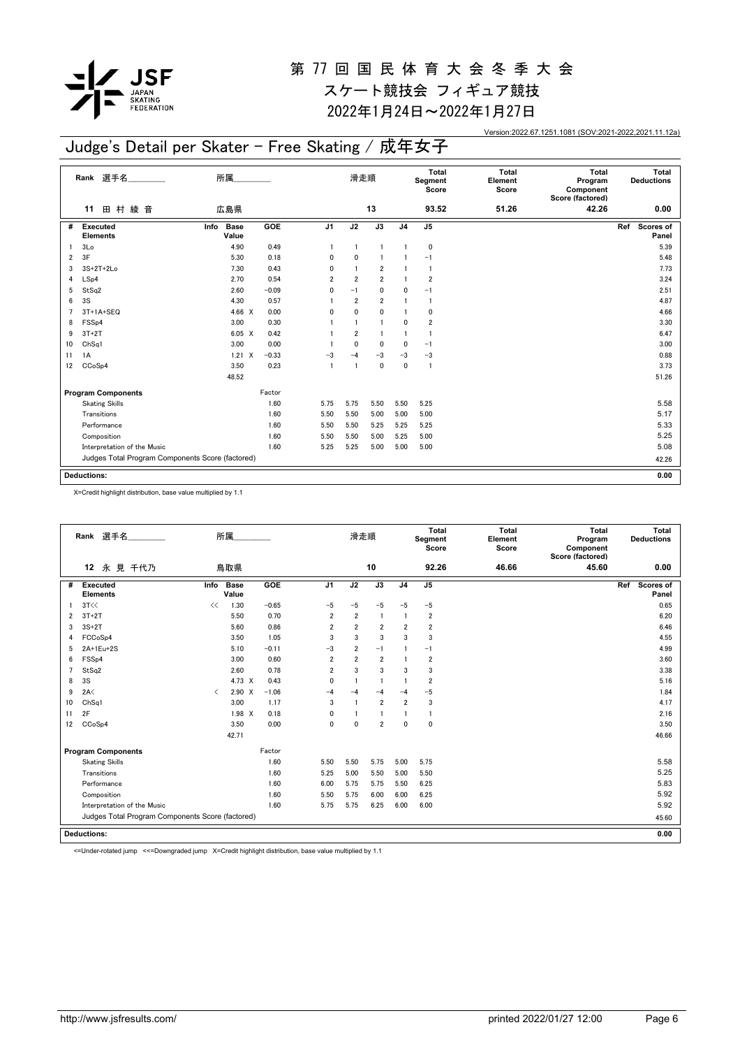# 第 77 回 国 民 体 育 大 会 冬 季 大 会

## スケート競技会 フィギュア競技

## 2022年1月24日～2022年1月27日

Version:2022.67.1251.1081 (SOV:2021-2022,2021.11.12a)

## Judge's Detail per Skater - Free Skating / 成年女子

| Rank | 選手名 | 所属 | 滑走順 | Total Segment Score | Total Element Score | Total Program Component Score (factored) | Total Deductions |
|---|---|---|---|---|---|---|---|
| 11 | 田 村 綾 音 | 広島県 | 13 | 93.52 | 51.26 | 42.26 | 0.00 |

| # | Executed Elements | Info | Base Value | GOE | J1 | J2 | J3 | J4 | J5 | Ref | Scores of Panel |
|---|---|---|---|---|---|---|---|---|---|---|---|
| 1 | 3Lo | | 4.90 | 0.49 | 1 | 1 | 1 | 1 | 0 | | 5.39 |
| 2 | 3F | | 5.30 | 0.18 | 0 | 0 | 1 | 1 | −1 | | 5.48 |
| 3 | 3S+2T+2Lo | | 7.30 | 0.43 | 0 | 1 | 2 | 1 | 1 | | 7.73 |
| 4 | LSp4 | | 2.70 | 0.54 | 2 | 2 | 2 | 1 | 2 | | 3.24 |
| 5 | StSq2 | | 2.60 | −0.09 | 0 | −1 | 0 | 0 | −1 | | 2.51 |
| 6 | 3S | | 4.30 | 0.57 | 1 | 2 | 2 | 1 | 1 | | 4.87 |
| 7 | 3T+1A+SEQ | | 4.66 X | 0.00 | 0 | 0 | 0 | 1 | 0 | | 4.66 |
| 8 | FSSp4 | | 3.00 | 0.30 | 1 | 1 | 1 | 0 | 2 | | 3.30 |
| 9 | 3T+2T | | 6.05 X | 0.42 | 1 | 2 | 1 | 1 | 1 | | 6.47 |
| 10 | ChSq1 | | 3.00 | 0.00 | 1 | 0 | 0 | 0 | −1 | | 3.00 |
| 11 | 1A | | 1.21 X | −0.33 | −3 | −4 | −3 | −3 | −3 | | 0.88 |
| 12 | CCoSp4 | | 3.50 | 0.23 | 1 | 1 | 0 | 0 | 1 | | 3.73 |
| | | | 48.52 | | | | | | | | 51.26 |

| Program Components | Factor | J1 | J2 | J3 | J4 | J5 | Scores of Panel |
|---|---|---|---|---|---|---|---|
| Skating Skills | 1.60 | 5.75 | 5.75 | 5.50 | 5.50 | 5.25 | 5.58 |
| Transitions | 1.60 | 5.50 | 5.50 | 5.00 | 5.00 | 5.00 | 5.17 |
| Performance | 1.60 | 5.50 | 5.50 | 5.25 | 5.25 | 5.25 | 5.33 |
| Composition | 1.60 | 5.50 | 5.50 | 5.00 | 5.25 | 5.00 | 5.25 |
| Interpretation of the Music | 1.60 | 5.25 | 5.25 | 5.00 | 5.00 | 5.00 | 5.08 |
| Judges Total Program Components Score (factored) | | | | | | | 42.26 |

**Deductions:** 0.00

X=Credit highlight distribution, base value multiplied by 1.1

| Rank | 選手名 | 所属 | 滑走順 | Total Segment Score | Total Element Score | Total Program Component Score (factored) | Total Deductions |
|---|---|---|---|---|---|---|---|
| 12 | 永 見 千代乃 | 鳥取県 | 10 | 92.26 | 46.66 | 45.60 | 0.00 |

| # | Executed Elements | Info | Base Value | GOE | J1 | J2 | J3 | J4 | J5 | Ref | Scores of Panel |
|---|---|---|---|---|---|---|---|---|---|---|---|
| 1 | 3T<< | << | 1.30 | −0.65 | −5 | −5 | −5 | −5 | −5 | | 0.65 |
| 2 | 3T+2T | | 5.50 | 0.70 | 2 | 2 | 1 | 1 | 2 | | 6.20 |
| 3 | 3S+2T | | 5.60 | 0.86 | 2 | 2 | 2 | 2 | 2 | | 6.46 |
| 4 | FCCoSp4 | | 3.50 | 1.05 | 3 | 3 | 3 | 3 | 3 | | 4.55 |
| 5 | 2A+1Eu+2S | | 5.10 | −0.11 | −3 | 2 | −1 | 1 | −1 | | 4.99 |
| 6 | FSSp4 | | 3.00 | 0.60 | 2 | 2 | 2 | 1 | 2 | | 3.60 |
| 7 | StSq2 | | 2.60 | 0.78 | 2 | 3 | 3 | 3 | 3 | | 3.38 |
| 8 | 3S | | 4.73 X | 0.43 | 0 | 1 | 1 | 1 | 2 | | 5.16 |
| 9 | 2A< | < | 2.90 X | −1.06 | −4 | −4 | −4 | −4 | −5 | | 1.84 |
| 10 | ChSq1 | | 3.00 | 1.17 | 3 | 1 | 2 | 2 | 3 | | 4.17 |
| 11 | 2F | | 1.98 X | 0.18 | 0 | 1 | 1 | 1 | 1 | | 2.16 |
| 12 | CCoSp4 | | 3.50 | 0.00 | 0 | 0 | 2 | 0 | 0 | | 3.50 |
| | | | 42.71 | | | | | | | | 46.66 |

| Program Components | Factor | J1 | J2 | J3 | J4 | J5 | Scores of Panel |
|---|---|---|---|---|---|---|---|
| Skating Skills | 1.60 | 5.50 | 5.50 | 5.75 | 5.00 | 5.75 | 5.58 |
| Transitions | 1.60 | 5.25 | 5.00 | 5.50 | 5.00 | 5.50 | 5.25 |
| Performance | 1.60 | 6.00 | 5.75 | 5.75 | 5.50 | 6.25 | 5.83 |
| Composition | 1.60 | 5.50 | 5.75 | 6.00 | 6.00 | 6.25 | 5.92 |
| Interpretation of the Music | 1.60 | 5.75 | 5.75 | 6.25 | 6.00 | 6.00 | 5.92 |
| Judges Total Program Components Score (factored) | | | | | | | 45.60 |

**Deductions:** 0.00

<=Under-rotated jump <<=Downgraded jump X=Credit highlight distribution, base value multiplied by 1.1

http://www.jsfresults.com/ printed 2022/01/27 12:00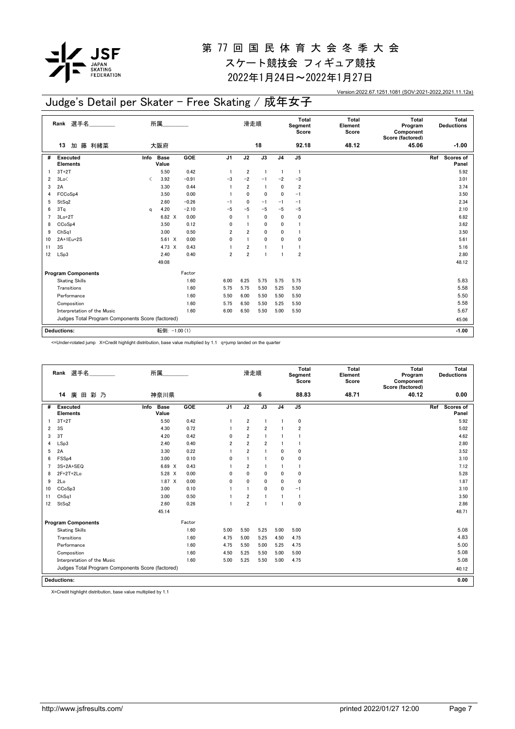# 第 77 回 国 民 体 育 大 会 冬 季 大 会

スケート競技会 フィギュア競技

2022年1月24日～2022年1月27日

Version:2022.67.1251.1081 (SOV:2021-2022,2021.11.12a)

## Judge's Detail per Skater - Free Skating / 成年女子

| Rank | 選手名 | 所属 | 滑走順 | Total Segment Score | Total Element Score | Total Program Component Score (factored) | Total Deductions |
|---|---|---|---|---|---|---|---|
| 13 | 加 藤 利緒菜 | 大阪府 | 18 | 92.18 | 48.12 | 45.06 | -1.00 |

| # | Executed Elements | Info | Base Value | | GOE | J1 | J2 | J3 | J4 | J5 | Ref | Scores of Panel |
|---|---|---|---|---|---|---|---|---|---|---|---|---|
| 1 | 3T+2T | | 5.50 | | 0.42 | 1 | 2 | 1 | 1 | 1 | | 5.92 |
| 2 | 3Lo< | < | 3.92 | | -0.91 | -3 | -2 | -1 | -2 | -3 | | 3.01 |
| 3 | 2A | | 3.30 | | 0.44 | 1 | 2 | 1 | 0 | 2 | | 3.74 |
| 4 | FCCoSp4 | | 3.50 | | 0.00 | 1 | 0 | 0 | 0 | -1 | | 3.50 |
| 5 | StSq2 | | 2.60 | | -0.26 | -1 | 0 | -1 | -1 | -1 | | 2.34 |
| 6 | 3Tq | q | 4.20 | | -2.10 | -5 | -5 | -5 | -5 | -5 | | 2.10 |
| 7 | 3Lo+2T | | 6.82 | X | 0.00 | 0 | 1 | 0 | 0 | 0 | | 6.82 |
| 8 | CCoSp4 | | 3.50 | | 0.12 | 0 | 1 | 0 | 0 | 1 | | 3.62 |
| 9 | ChSq1 | | 3.00 | | 0.50 | 2 | 2 | 0 | 0 | 1 | | 3.50 |
| 10 | 2A+1Eu+2S | | 5.61 | X | 0.00 | 0 | 1 | 0 | 0 | 0 | | 5.61 |
| 11 | 3S | | 4.73 | X | 0.43 | 1 | 2 | 1 | 1 | 1 | | 5.16 |
| 12 | LSp3 | | 2.40 | | 0.40 | 2 | 2 | 1 | 1 | 2 | | 2.80 |
| | | | 49.08 | | | | | | | | | 48.12 |

| Program Components | Factor | J1 | J2 | J3 | J4 | J5 | Scores of Panel |
|---|---|---|---|---|---|---|---|
| Skating Skills | 1.60 | 6.00 | 6.25 | 5.75 | 5.75 | 5.75 | 5.83 |
| Transitions | 1.60 | 5.75 | 5.75 | 5.50 | 5.25 | 5.50 | 5.58 |
| Performance | 1.60 | 5.50 | 6.00 | 5.50 | 5.50 | 5.50 | 5.50 |
| Composition | 1.60 | 5.75 | 6.50 | 5.50 | 5.25 | 5.50 | 5.58 |
| Interpretation of the Music | 1.60 | 6.00 | 6.50 | 5.50 | 5.00 | 5.50 | 5.67 |
| Judges Total Program Components Score (factored) | | | | | | | 45.06 |

| Deductions: | 転倒: -1.00 (1) | -1.00 |
|---|---|---|

<=Under-rotated jump X=Credit highlight distribution, base value multiplied by 1.1 q=jump landed on the quarter

| Rank | 選手名 | 所属 | 滑走順 | Total Segment Score | Total Element Score | Total Program Component Score (factored) | Total Deductions |
|---|---|---|---|---|---|---|---|
| 14 | 廣 田 彩 乃 | 神奈川県 | 6 | 88.83 | 48.71 | 40.12 | 0.00 |

| # | Executed Elements | Info | Base Value | | GOE | J1 | J2 | J3 | J4 | J5 | Ref | Scores of Panel |
|---|---|---|---|---|---|---|---|---|---|---|---|---|
| 1 | 3T+2T | | 5.50 | | 0.42 | 1 | 2 | 1 | 1 | 0 | | 5.92 |
| 2 | 3S | | 4.30 | | 0.72 | 1 | 2 | 2 | 1 | 2 | | 5.02 |
| 3 | 3T | | 4.20 | | 0.42 | 0 | 2 | 1 | 1 | 1 | | 4.62 |
| 4 | LSp3 | | 2.40 | | 0.40 | 2 | 2 | 2 | 1 | 1 | | 2.80 |
| 5 | 2A | | 3.30 | | 0.22 | 1 | 2 | 1 | 0 | 0 | | 3.52 |
| 6 | FSSp4 | | 3.00 | | 0.10 | 0 | 1 | 1 | 0 | 0 | | 3.10 |
| 7 | 3S+2A+SEQ | | 6.69 | X | 0.43 | 1 | 2 | 1 | 1 | 1 | | 7.12 |
| 8 | 2F+2T+2Lo | | 5.28 | X | 0.00 | 0 | 0 | 0 | 0 | 0 | | 5.28 |
| 9 | 2Lo | | 1.87 | X | 0.00 | 0 | 0 | 0 | 0 | 0 | | 1.87 |
| 10 | CCoSp3 | | 3.00 | | 0.10 | 1 | 1 | 0 | 0 | -1 | | 3.10 |
| 11 | ChSq1 | | 3.00 | | 0.50 | 1 | 2 | 1 | 1 | 1 | | 3.50 |
| 12 | StSq2 | | 2.60 | | 0.26 | 1 | 2 | 1 | 1 | 0 | | 2.86 |
| | | | 45.14 | | | | | | | | | 48.71 |

| Program Components | Factor | J1 | J2 | J3 | J4 | J5 | Scores of Panel |
|---|---|---|---|---|---|---|---|
| Skating Skills | 1.60 | 5.00 | 5.50 | 5.25 | 5.00 | 5.00 | 5.08 |
| Transitions | 1.60 | 4.75 | 5.00 | 5.25 | 4.50 | 4.75 | 4.83 |
| Performance | 1.60 | 4.75 | 5.50 | 5.00 | 5.25 | 4.75 | 5.00 |
| Composition | 1.60 | 4.50 | 5.25 | 5.50 | 5.00 | 5.00 | 5.08 |
| Interpretation of the Music | 1.60 | 5.00 | 5.25 | 5.50 | 5.00 | 4.75 | 5.08 |
| Judges Total Program Components Score (factored) | | | | | | | 40.12 |

| Deductions: | | 0.00 |
|---|---|---|

X=Credit highlight distribution, base value multiplied by 1.1

http://www.jsfresults.com/ printed 2022/01/27 12:00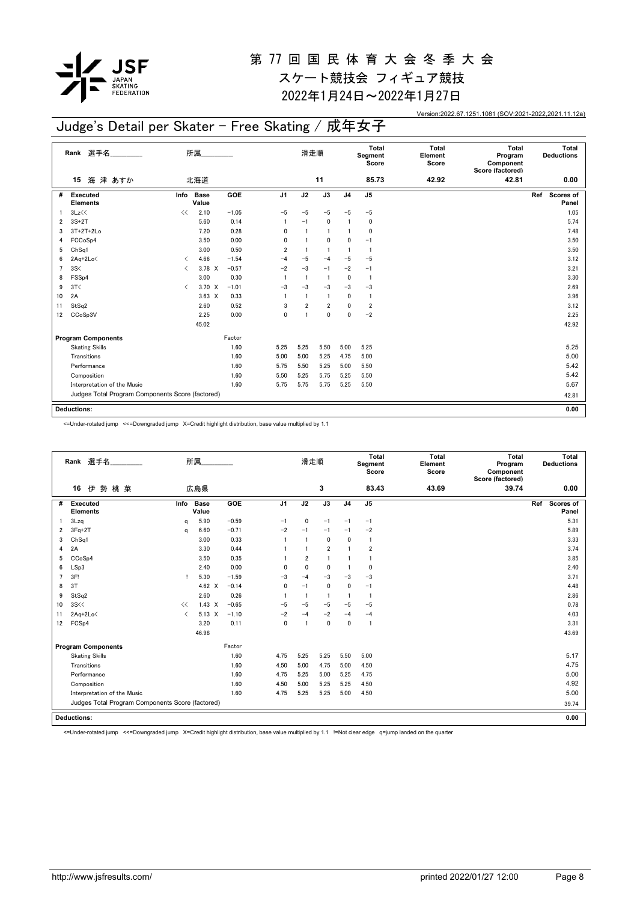# 第 77 回 国 民 体 育 大 会 冬 季 大 会
## スケート競技会 フィギュア競技
## 2022年1月24日～2022年1月27日

Version:2022.67.1251.1081 (SOV:2021-2022,2021.11.12a)

## Judge's Detail per Skater - Free Skating / 成年女子

| Rank | 選手名 | 所属 | 滑走順 | Total Segment Score | Total Element Score | Total Program Component Score (factored) | Total Deductions |
|---|---|---|---|---|---|---|---|
| 15 | 海 津 あすか | 北海道 | 11 | 85.73 | 42.92 | 42.81 | 0.00 |

| # | Executed Elements | Info | Base Value | | GOE | J1 | J2 | J3 | J4 | J5 | Ref | Scores of Panel |
|---|---|---|---|---|---|---|---|---|---|---|---|---|
| 1 | 3Lz<< | << | 2.10 | | −1.05 | −5 | −5 | −5 | −5 | −5 | | 1.05 |
| 2 | 3S+2T | | 5.60 | | 0.14 | 1 | −1 | 0 | 1 | 0 | | 5.74 |
| 3 | 3T+2T+2Lo | | 7.20 | | 0.28 | 0 | 1 | 1 | 1 | 0 | | 7.48 |
| 4 | FCCoSp4 | | 3.50 | | 0.00 | 0 | 1 | 0 | 0 | −1 | | 3.50 |
| 5 | ChSq1 | | 3.00 | | 0.50 | 2 | 1 | 1 | 1 | 1 | | 3.50 |
| 6 | 2Aq+2Lo< | < | 4.66 | | −1.54 | −4 | −5 | −4 | −5 | −5 | | 3.12 |
| 7 | 3S< | < | 3.78 | X | −0.57 | −2 | −3 | −1 | −2 | −1 | | 3.21 |
| 8 | FSSp4 | | 3.00 | | 0.30 | 1 | 1 | 1 | 0 | 1 | | 3.30 |
| 9 | 3T< | < | 3.70 | X | −1.01 | −3 | −3 | −3 | −3 | −3 | | 2.69 |
| 10 | 2A | | 3.63 | X | 0.33 | 1 | 1 | 1 | 0 | 1 | | 3.96 |
| 11 | StSq2 | | 2.60 | | 0.52 | 3 | 2 | 2 | 0 | 2 | | 3.12 |
| 12 | CCoSp3V | | 2.25 | | 0.00 | 0 | 1 | 0 | 0 | −2 | | 2.25 |
| | | | 45.02 | | | | | | | | | 42.92 |

| Program Components | Factor | J1 | J2 | J3 | J4 | J5 | Scores of Panel |
|---|---|---|---|---|---|---|---|
| Skating Skills | 1.60 | 5.25 | 5.25 | 5.50 | 5.00 | 5.25 | 5.25 |
| Transitions | 1.60 | 5.00 | 5.00 | 5.25 | 4.75 | 5.00 | 5.00 |
| Performance | 1.60 | 5.75 | 5.50 | 5.25 | 5.00 | 5.50 | 5.42 |
| Composition | 1.60 | 5.50 | 5.25 | 5.75 | 5.25 | 5.50 | 5.42 |
| Interpretation of the Music | 1.60 | 5.75 | 5.75 | 5.75 | 5.25 | 5.50 | 5.67 |
| Judges Total Program Components Score (factored) | | | | | | | 42.81 |

**Deductions:** 0.00

<=Under-rotated jump <<=Downgraded jump X=Credit highlight distribution, base value multiplied by 1.1

| Rank | 選手名 | 所属 | 滑走順 | Total Segment Score | Total Element Score | Total Program Component Score (factored) | Total Deductions |
|---|---|---|---|---|---|---|---|
| 16 | 伊 勢 桃 菜 | 広島県 | 3 | 83.43 | 43.69 | 39.74 | 0.00 |

| # | Executed Elements | Info | Base Value | | GOE | J1 | J2 | J3 | J4 | J5 | Ref | Scores of Panel |
|---|---|---|---|---|---|---|---|---|---|---|---|---|
| 1 | 3Lzq | q | 5.90 | | −0.59 | −1 | 0 | −1 | −1 | −1 | | 5.31 |
| 2 | 3Fq+2T | q | 6.60 | | −0.71 | −2 | −1 | −1 | −1 | −2 | | 5.89 |
| 3 | ChSq1 | | 3.00 | | 0.33 | 1 | 1 | 0 | 0 | 1 | | 3.33 |
| 4 | 2A | | 3.30 | | 0.44 | 1 | 1 | 2 | 1 | 2 | | 3.74 |
| 5 | CCoSp4 | | 3.50 | | 0.35 | 1 | 2 | 1 | 1 | 1 | | 3.85 |
| 6 | LSp3 | | 2.40 | | 0.00 | 0 | 0 | 0 | 1 | 0 | | 2.40 |
| 7 | 3F! | ! | 5.30 | | −1.59 | −3 | −4 | −3 | −3 | −3 | | 3.71 |
| 8 | 3T | | 4.62 | X | −0.14 | 0 | −1 | 0 | 0 | −1 | | 4.48 |
| 9 | StSq2 | | 2.60 | | 0.26 | 1 | 1 | 1 | 1 | 1 | | 2.86 |
| 10 | 3S<< | << | 1.43 | X | −0.65 | −5 | −5 | −5 | −5 | −5 | | 0.78 |
| 11 | 2Aq+2Lo< | < | 5.13 | X | −1.10 | −2 | −4 | −2 | −4 | −4 | | 4.03 |
| 12 | FCSp4 | | 3.20 | | 0.11 | 0 | 1 | 0 | 0 | 1 | | 3.31 |
| | | | 46.98 | | | | | | | | | 43.69 |

| Program Components | Factor | J1 | J2 | J3 | J4 | J5 | Scores of Panel |
|---|---|---|---|---|---|---|---|
| Skating Skills | 1.60 | 4.75 | 5.25 | 5.25 | 5.50 | 5.00 | 5.17 |
| Transitions | 1.60 | 4.50 | 5.00 | 4.75 | 5.00 | 4.50 | 4.75 |
| Performance | 1.60 | 4.75 | 5.25 | 5.00 | 5.25 | 4.75 | 5.00 |
| Composition | 1.60 | 4.50 | 5.00 | 5.25 | 5.25 | 4.50 | 4.92 |
| Interpretation of the Music | 1.60 | 4.75 | 5.25 | 5.25 | 5.00 | 4.50 | 5.00 |
| Judges Total Program Components Score (factored) | | | | | | | 39.74 |

**Deductions:** 0.00

<=Under-rotated jump <<=Downgraded jump X=Credit highlight distribution, base value multiplied by 1.1 !=Not clear edge q=jump landed on the quarter

http://www.jsfresults.com/ printed 2022/01/27 12:00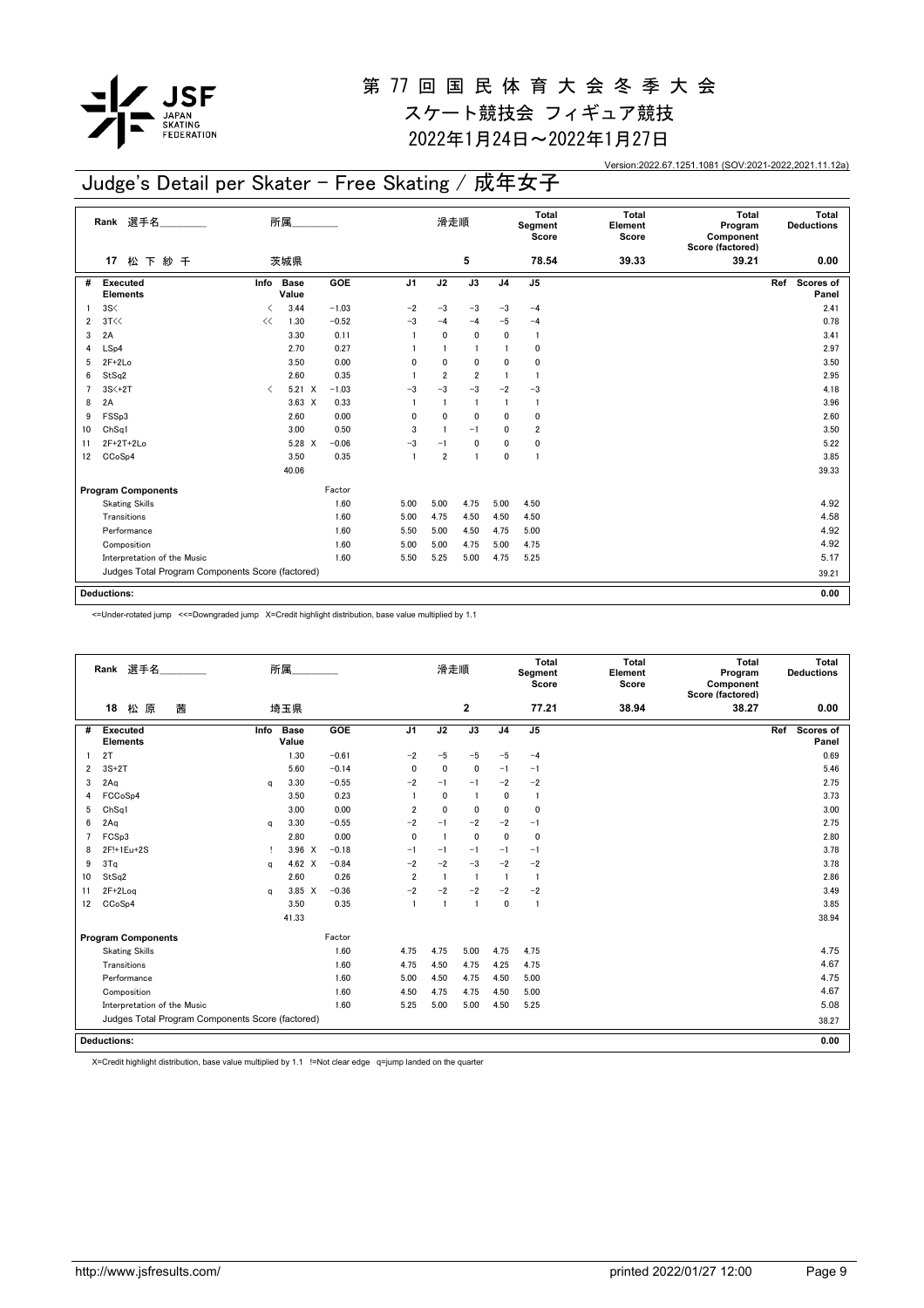# 第 77 回 国 民 体 育 大 会 冬 季 大 会

スケート競技会 フィギュア競技

2022年1月24日～2022年1月27日

Version:2022.67.1251.1081 (SOV:2021-2022,2021.11.12a)

## Judge's Detail per Skater - Free Skating / 成年女子

| Rank | 選手名 | 所属 | 滑走順 | Total Segment Score | Total Element Score | Total Program Component Score (factored) | Total Deductions |
|---|---|---|---|---|---|---|---|
| 17 | 松 下 紗 千 | 茨城県 | 5 | 78.54 | 39.33 | 39.21 | 0.00 |

| # | Executed Elements | Info | Base Value | | GOE | J1 | J2 | J3 | J4 | J5 | Ref | Scores of Panel |
|---|---|---|---|---|---|---|---|---|---|---|---|---|
| 1 | 3S< | < | 3.44 | | −1.03 | −2 | −3 | −3 | −3 | −4 | | 2.41 |
| 2 | 3T<< | << | 1.30 | | −0.52 | −3 | −4 | −4 | −5 | −4 | | 0.78 |
| 3 | 2A | | 3.30 | | 0.11 | 1 | 0 | 0 | 0 | 1 | | 3.41 |
| 4 | LSp4 | | 2.70 | | 0.27 | 1 | 1 | 1 | 1 | 0 | | 2.97 |
| 5 | 2F+2Lo | | 3.50 | | 0.00 | 0 | 0 | 0 | 0 | 0 | | 3.50 |
| 6 | StSq2 | | 2.60 | | 0.35 | 1 | 2 | 2 | 1 | 1 | | 2.95 |
| 7 | 3S<+2T | < | 5.21 | X | −1.03 | −3 | −3 | −3 | −2 | −3 | | 4.18 |
| 8 | 2A | | 3.63 | X | 0.33 | 1 | 1 | 1 | 1 | 1 | | 3.96 |
| 9 | FSSp3 | | 2.60 | | 0.00 | 0 | 0 | 0 | 0 | 0 | | 2.60 |
| 10 | ChSq1 | | 3.00 | | 0.50 | 3 | 1 | −1 | 0 | 2 | | 3.50 |
| 11 | 2F+2T+2Lo | | 5.28 | X | −0.06 | −3 | −1 | 0 | 0 | 0 | | 5.22 |
| 12 | CCoSp4 | | 3.50 | | 0.35 | 1 | 2 | 1 | 0 | 1 | | 3.85 |
| | | | 40.06 | | | | | | | | | 39.33 |

| Program Components | Factor | J1 | J2 | J3 | J4 | J5 | Scores of Panel |
|---|---|---|---|---|---|---|---|
| Skating Skills | 1.60 | 5.00 | 5.00 | 4.75 | 5.00 | 4.50 | 4.92 |
| Transitions | 1.60 | 5.00 | 4.75 | 4.50 | 4.50 | 4.50 | 4.58 |
| Performance | 1.60 | 5.50 | 5.00 | 4.50 | 4.75 | 5.00 | 4.92 |
| Composition | 1.60 | 5.00 | 5.00 | 4.75 | 5.00 | 4.75 | 4.92 |
| Interpretation of the Music | 1.60 | 5.50 | 5.25 | 5.00 | 4.75 | 5.25 | 5.17 |
| Judges Total Program Components Score (factored) | | | | | | | 39.21 |

| Deductions: | 0.00 |
|---|---|

<=Under-rotated jump <<=Downgraded jump X=Credit highlight distribution, base value multiplied by 1.1

| Rank | 選手名 | 所属 | 滑走順 | Total Segment Score | Total Element Score | Total Program Component Score (factored) | Total Deductions |
|---|---|---|---|---|---|---|---|
| 18 | 松 原 茜 | 埼玉県 | 2 | 77.21 | 38.94 | 38.27 | 0.00 |

| # | Executed Elements | Info | Base Value | | GOE | J1 | J2 | J3 | J4 | J5 | Ref | Scores of Panel |
|---|---|---|---|---|---|---|---|---|---|---|---|---|
| 1 | 2T | | 1.30 | | −0.61 | −2 | −5 | −5 | −5 | −4 | | 0.69 |
| 2 | 3S+2T | | 5.60 | | −0.14 | 0 | 0 | 0 | −1 | −1 | | 5.46 |
| 3 | 2Aq | q | 3.30 | | −0.55 | −2 | −1 | −1 | −2 | −2 | | 2.75 |
| 4 | FCCoSp4 | | 3.50 | | 0.23 | 1 | 0 | 1 | 0 | 1 | | 3.73 |
| 5 | ChSq1 | | 3.00 | | 0.00 | 2 | 0 | 0 | 0 | 0 | | 3.00 |
| 6 | 2Aq | q | 3.30 | | −0.55 | −2 | −1 | −2 | −2 | −1 | | 2.75 |
| 7 | FCSp3 | | 2.80 | | 0.00 | 0 | 1 | 0 | 0 | 0 | | 2.80 |
| 8 | 2F!+1Eu+2S | ! | 3.96 | X | −0.18 | −1 | −1 | −1 | −1 | −1 | | 3.78 |
| 9 | 3Tq | q | 4.62 | X | −0.84 | −2 | −2 | −3 | −2 | −2 | | 3.78 |
| 10 | StSq2 | | 2.60 | | 0.26 | 2 | 1 | 1 | 1 | 1 | | 2.86 |
| 11 | 2F+2Loq | q | 3.85 | X | −0.36 | −2 | −2 | −2 | −2 | −2 | | 3.49 |
| 12 | CCoSp4 | | 3.50 | | 0.35 | 1 | 1 | 1 | 0 | 1 | | 3.85 |
| | | | 41.33 | | | | | | | | | 38.94 |

| Program Components | Factor | J1 | J2 | J3 | J4 | J5 | Scores of Panel |
|---|---|---|---|---|---|---|---|
| Skating Skills | 1.60 | 4.75 | 4.75 | 5.00 | 4.75 | 4.75 | 4.75 |
| Transitions | 1.60 | 4.75 | 4.50 | 4.75 | 4.25 | 4.75 | 4.67 |
| Performance | 1.60 | 5.00 | 4.50 | 4.75 | 4.50 | 5.00 | 4.75 |
| Composition | 1.60 | 4.50 | 4.75 | 4.75 | 4.50 | 5.00 | 4.67 |
| Interpretation of the Music | 1.60 | 5.25 | 5.00 | 5.00 | 4.50 | 5.25 | 5.08 |
| Judges Total Program Components Score (factored) | | | | | | | 38.27 |

| Deductions: | 0.00 |
|---|---|

X=Credit highlight distribution, base value multiplied by 1.1 !=Not clear edge q=jump landed on the quarter

http://www.jsfresults.com/ printed 2022/01/27 12:00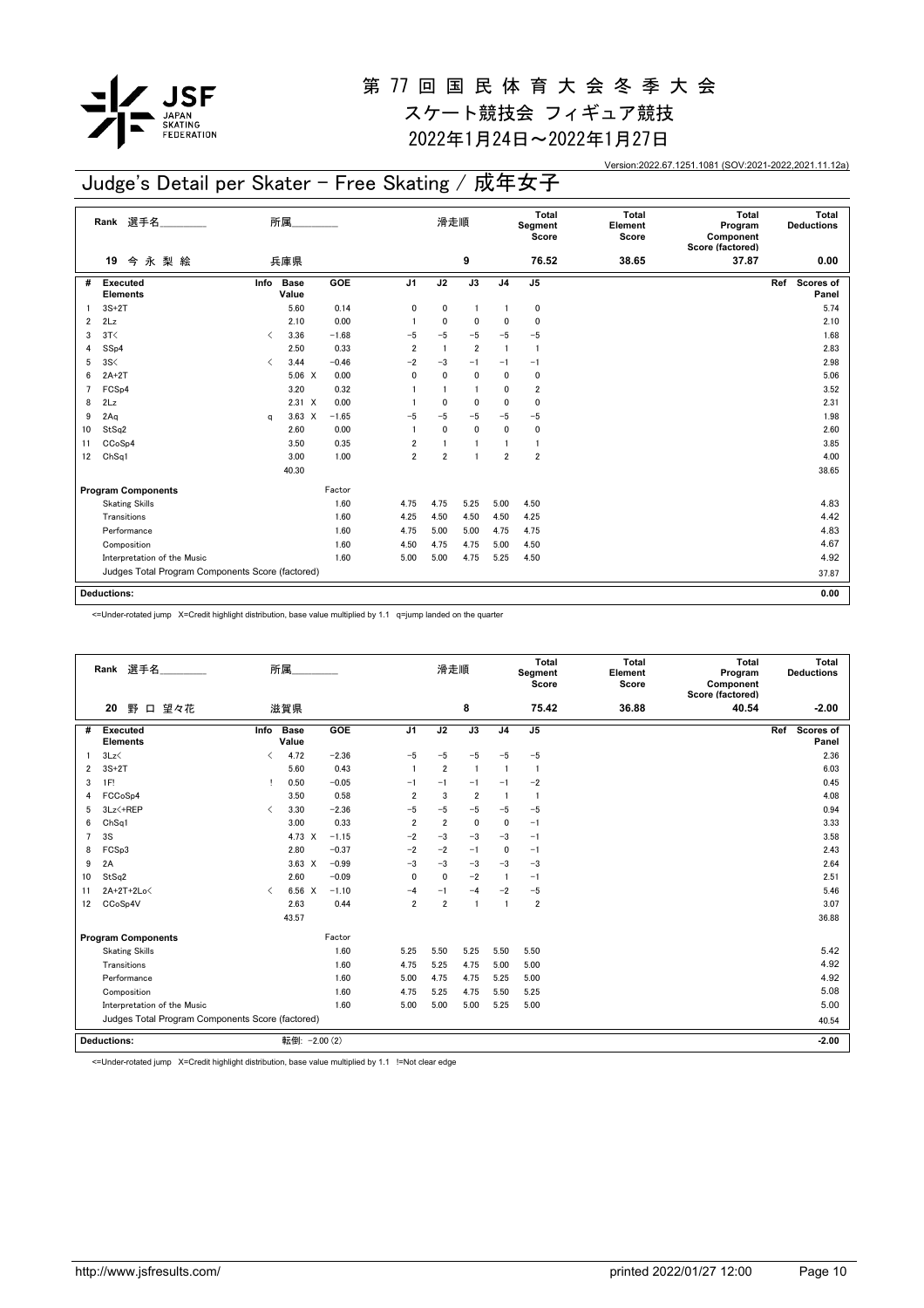# 第 77 回 国 民 体 育 大 会 冬 季 大 会

## スケート競技会 フィギュア競技

## 2022年1月24日～2022年1月27日

Version:2022.67.1251.1081 (SOV:2021-2022,2021.11.12a)

## Judge's Detail per Skater - Free Skating / 成年女子

| Rank | 選手名 | 所属 | 滑走順 | Total Segment Score | Total Element Score | Total Program Component Score (factored) | Total Deductions |
|---|---|---|---|---|---|---|---|
| 19 | 今 永 梨 絵 | 兵庫県 | 9 | 76.52 | 38.65 | 37.87 | 0.00 |

| # | Executed Elements | Info | Base Value | | GOE | J1 | J2 | J3 | J4 | J5 | Ref | Scores of Panel |
|---|---|---|---|---|---|---|---|---|---|---|---|---|
| 1 | 3S+2T | | 5.60 | | 0.14 | 0 | 0 | 1 | 1 | 0 | | 5.74 |
| 2 | 2Lz | | 2.10 | | 0.00 | 1 | 0 | 0 | 0 | 0 | | 2.10 |
| 3 | 3T< | < | 3.36 | | -1.68 | -5 | -5 | -5 | -5 | -5 | | 1.68 |
| 4 | SSp4 | | 2.50 | | 0.33 | 2 | 1 | 2 | 1 | 1 | | 2.83 |
| 5 | 3S< | < | 3.44 | | -0.46 | -2 | -3 | -1 | -1 | -1 | | 2.98 |
| 6 | 2A+2T | | 5.06 | X | 0.00 | 0 | 0 | 0 | 0 | 0 | | 5.06 |
| 7 | FCSp4 | | 3.20 | | 0.32 | 1 | 1 | 1 | 0 | 2 | | 3.52 |
| 8 | 2Lz | | 2.31 | X | 0.00 | 1 | 0 | 0 | 0 | 0 | | 2.31 |
| 9 | 2Aq | q | 3.63 | X | -1.65 | -5 | -5 | -5 | -5 | -5 | | 1.98 |
| 10 | StSq2 | | 2.60 | | 0.00 | 1 | 0 | 0 | 0 | 0 | | 2.60 |
| 11 | CCoSp4 | | 3.50 | | 0.35 | 2 | 1 | 1 | 1 | 1 | | 3.85 |
| 12 | ChSq1 | | 3.00 | | 1.00 | 2 | 2 | 1 | 2 | 2 | | 4.00 |
| | | | 40.30 | | | | | | | | | 38.65 |

| Program Components | Factor | J1 | J2 | J3 | J4 | J5 | Scores of Panel |
|---|---|---|---|---|---|---|---|
| Skating Skills | 1.60 | 4.75 | 4.75 | 5.25 | 5.00 | 4.50 | 4.83 |
| Transitions | 1.60 | 4.25 | 4.50 | 4.50 | 4.50 | 4.25 | 4.42 |
| Performance | 1.60 | 4.75 | 5.00 | 5.00 | 4.75 | 4.75 | 4.83 |
| Composition | 1.60 | 4.50 | 4.75 | 4.75 | 5.00 | 4.50 | 4.67 |
| Interpretation of the Music | 1.60 | 5.00 | 5.00 | 4.75 | 5.25 | 4.50 | 4.92 |
| Judges Total Program Components Score (factored) | | | | | | | 37.87 |

| Deductions: | 0.00 |
|---|---|

<=Under-rotated jump X=Credit highlight distribution, base value multiplied by 1.1 q=jump landed on the quarter

| Rank | 選手名 | 所属 | 滑走順 | Total Segment Score | Total Element Score | Total Program Component Score (factored) | Total Deductions |
|---|---|---|---|---|---|---|---|
| 20 | 野 口 望々花 | 滋賀県 | 8 | 75.42 | 36.88 | 40.54 | -2.00 |

| # | Executed Elements | Info | Base Value | | GOE | J1 | J2 | J3 | J4 | J5 | Ref | Scores of Panel |
|---|---|---|---|---|---|---|---|---|---|---|---|---|
| 1 | 3Lz< | < | 4.72 | | -2.36 | -5 | -5 | -5 | -5 | -5 | | 2.36 |
| 2 | 3S+2T | | 5.60 | | 0.43 | 1 | 2 | 1 | 1 | 1 | | 6.03 |
| 3 | 1F! | ! | 0.50 | | -0.05 | -1 | -1 | -1 | -1 | -2 | | 0.45 |
| 4 | FCCoSp4 | | 3.50 | | 0.58 | 2 | 3 | 2 | 1 | 1 | | 4.08 |
| 5 | 3Lz<+REP | < | 3.30 | | -2.36 | -5 | -5 | -5 | -5 | -5 | | 0.94 |
| 6 | ChSq1 | | 3.00 | | 0.33 | 2 | 2 | 0 | 0 | -1 | | 3.33 |
| 7 | 3S | | 4.73 | X | -1.15 | -2 | -3 | -3 | -3 | -1 | | 3.58 |
| 8 | FCSp3 | | 2.80 | | -0.37 | -2 | -2 | -1 | 0 | -1 | | 2.43 |
| 9 | 2A | | 3.63 | X | -0.99 | -3 | -3 | -3 | -3 | -3 | | 2.64 |
| 10 | StSq2 | | 2.60 | | -0.09 | 0 | 0 | -2 | 1 | -1 | | 2.51 |
| 11 | 2A+2T+2Lo< | < | 6.56 | X | -1.10 | -4 | -1 | -4 | -2 | -5 | | 5.46 |
| 12 | CCoSp4V | | 2.63 | | 0.44 | 2 | 2 | 1 | 1 | 2 | | 3.07 |
| | | | 43.57 | | | | | | | | | 36.88 |

| Program Components | Factor | J1 | J2 | J3 | J4 | J5 | Scores of Panel |
|---|---|---|---|---|---|---|---|
| Skating Skills | 1.60 | 5.25 | 5.50 | 5.25 | 5.50 | 5.50 | 5.42 |
| Transitions | 1.60 | 4.75 | 5.25 | 4.75 | 5.00 | 5.00 | 4.92 |
| Performance | 1.60 | 5.00 | 4.75 | 4.75 | 5.25 | 5.00 | 4.92 |
| Composition | 1.60 | 4.75 | 5.25 | 4.75 | 5.50 | 5.25 | 5.08 |
| Interpretation of the Music | 1.60 | 5.00 | 5.00 | 5.00 | 5.25 | 5.00 | 5.00 |
| Judges Total Program Components Score (factored) | | | | | | | 40.54 |

| Deductions: | 転倒: -2.00 (2) | -2.00 |
|---|---|---|

<=Under-rotated jump X=Credit highlight distribution, base value multiplied by 1.1 !=Not clear edge

http://www.jsfresults.com/ printed 2022/01/27 12:00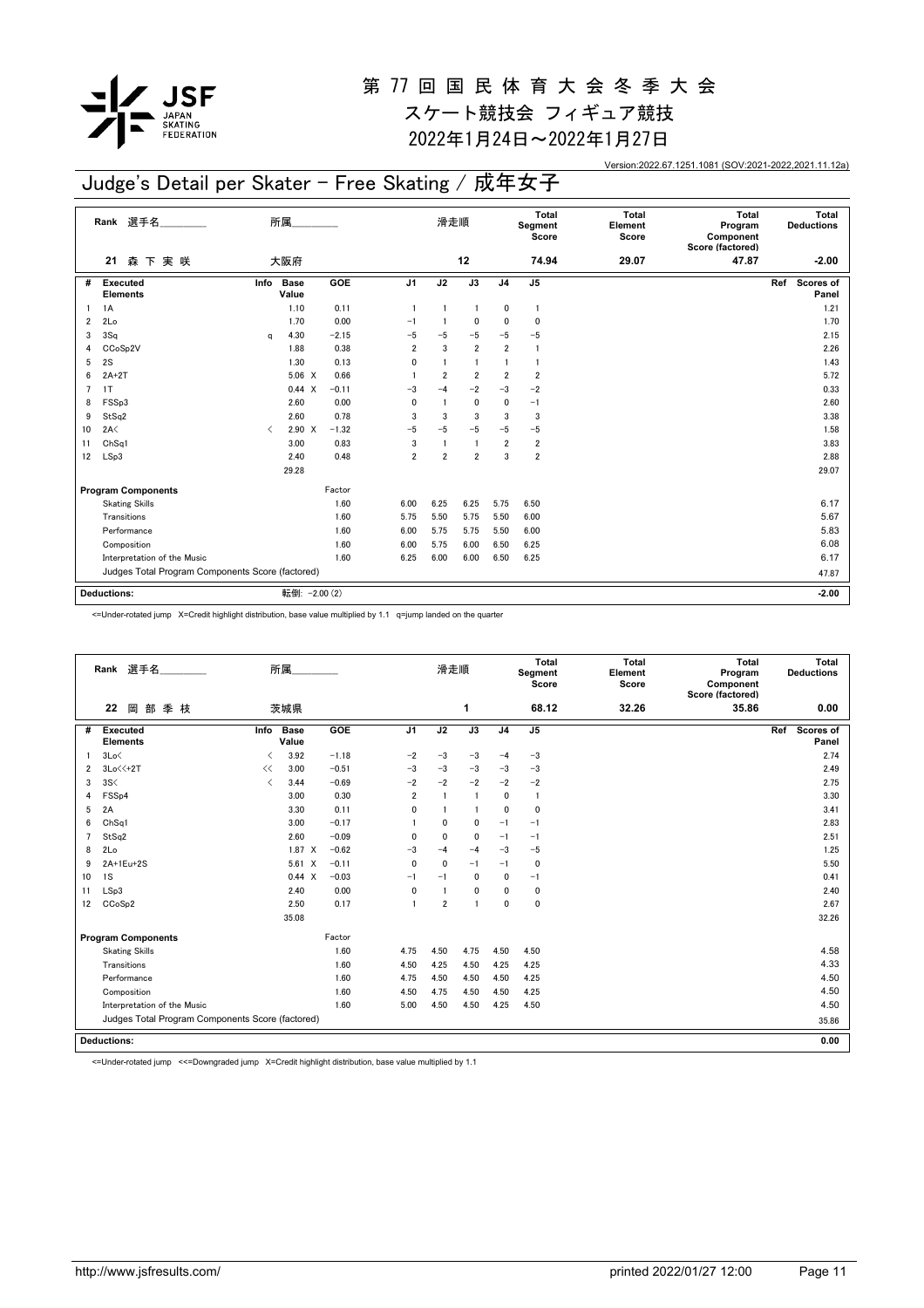# 第 77 回 国 民 体 育 大 会 冬 季 大 会

スケート競技会 フィギュア競技

2022年1月24日～2022年1月27日

Version:2022.67.1251.1081 (SOV:2021-2022,2021.11.12a)

## Judge's Detail per Skater - Free Skating / 成年女子

| Rank | 選手名 | 所属 | 滑走順 | Total Segment Score | Total Element Score | Total Program Component Score (factored) | Total Deductions |
|---|---|---|---|---|---|---|---|
| 21 | 森 下 実 咲 | 大阪府 | 12 | 74.94 | 29.07 | 47.87 | -2.00 |

| # | Executed Elements | Info | Base Value | | GOE | J1 | J2 | J3 | J4 | J5 | Ref | Scores of Panel |
|---|---|---|---|---|---|---|---|---|---|---|---|---|
| 1 | 1A | | 1.10 | | 0.11 | 1 | 1 | 1 | 0 | 1 | | 1.21 |
| 2 | 2Lo | | 1.70 | | 0.00 | −1 | 1 | 0 | 0 | 0 | | 1.70 |
| 3 | 3Sq | q | 4.30 | | −2.15 | −5 | −5 | −5 | −5 | −5 | | 2.15 |
| 4 | CCoSp2V | | 1.88 | | 0.38 | 2 | 3 | 2 | 2 | 1 | | 2.26 |
| 5 | 2S | | 1.30 | | 0.13 | 0 | 1 | 1 | 1 | 1 | | 1.43 |
| 6 | 2A+2T | | 5.06 | X | 0.66 | 1 | 2 | 2 | 2 | 2 | | 5.72 |
| 7 | 1T | | 0.44 | X | −0.11 | −3 | −4 | −2 | −3 | −2 | | 0.33 |
| 8 | FSSp3 | | 2.60 | | 0.00 | 0 | 1 | 0 | 0 | −1 | | 2.60 |
| 9 | StSq2 | | 2.60 | | 0.78 | 3 | 3 | 3 | 3 | 3 | | 3.38 |
| 10 | 2A< | < | 2.90 | X | −1.32 | −5 | −5 | −5 | −5 | −5 | | 1.58 |
| 11 | ChSq1 | | 3.00 | | 0.83 | 3 | 1 | 1 | 2 | 2 | | 3.83 |
| 12 | LSp3 | | 2.40 | | 0.48 | 2 | 2 | 2 | 3 | 2 | | 2.88 |
| | | | 29.28 | | | | | | | | | 29.07 |

| Program Components | Factor | J1 | J2 | J3 | J4 | J5 | Scores of Panel |
|---|---|---|---|---|---|---|---|
| Skating Skills | 1.60 | 6.00 | 6.25 | 6.25 | 5.75 | 6.50 | 6.17 |
| Transitions | 1.60 | 5.75 | 5.50 | 5.75 | 5.50 | 6.00 | 5.67 |
| Performance | 1.60 | 6.00 | 5.75 | 5.75 | 5.50 | 6.00 | 5.83 |
| Composition | 1.60 | 6.00 | 5.75 | 6.00 | 6.50 | 6.25 | 6.08 |
| Interpretation of the Music | 1.60 | 6.25 | 6.00 | 6.00 | 6.50 | 6.25 | 6.17 |
| Judges Total Program Components Score (factored) | | | | | | | 47.87 |

| Deductions: | 転倒: −2.00 (2) | -2.00 |
|---|---|---|

<=Under-rotated jump X=Credit highlight distribution, base value multiplied by 1.1 q=jump landed on the quarter

| Rank | 選手名 | 所属 | 滑走順 | Total Segment Score | Total Element Score | Total Program Component Score (factored) | Total Deductions |
|---|---|---|---|---|---|---|---|
| 22 | 岡 部 季 枝 | 茨城県 | 1 | 68.12 | 32.26 | 35.86 | 0.00 |

| # | Executed Elements | Info | Base Value | | GOE | J1 | J2 | J3 | J4 | J5 | Ref | Scores of Panel |
|---|---|---|---|---|---|---|---|---|---|---|---|---|
| 1 | 3Lo< | < | 3.92 | | −1.18 | −2 | −3 | −3 | −4 | −3 | | 2.74 |
| 2 | 3Lo<<+2T | << | 3.00 | | −0.51 | −3 | −3 | −3 | −3 | −3 | | 2.49 |
| 3 | 3S< | < | 3.44 | | −0.69 | −2 | −2 | −2 | −2 | −2 | | 2.75 |
| 4 | FSSp4 | | 3.00 | | 0.30 | 2 | 1 | 1 | 0 | 1 | | 3.30 |
| 5 | 2A | | 3.30 | | 0.11 | 0 | 1 | 1 | 0 | 0 | | 3.41 |
| 6 | ChSq1 | | 3.00 | | −0.17 | 1 | 0 | 0 | −1 | −1 | | 2.83 |
| 7 | StSq2 | | 2.60 | | −0.09 | 0 | 0 | 0 | −1 | −1 | | 2.51 |
| 8 | 2Lo | | 1.87 | X | −0.62 | −3 | −4 | −4 | −3 | −5 | | 1.25 |
| 9 | 2A+1Eu+2S | | 5.61 | X | −0.11 | 0 | 0 | −1 | −1 | 0 | | 5.50 |
| 10 | 1S | | 0.44 | X | −0.03 | −1 | −1 | 0 | 0 | −1 | | 0.41 |
| 11 | LSp3 | | 2.40 | | 0.00 | 0 | 1 | 0 | 0 | 0 | | 2.40 |
| 12 | CCoSp2 | | 2.50 | | 0.17 | 1 | 2 | 1 | 0 | 0 | | 2.67 |
| | | | 35.08 | | | | | | | | | 32.26 |

| Program Components | Factor | J1 | J2 | J3 | J4 | J5 | Scores of Panel |
|---|---|---|---|---|---|---|---|
| Skating Skills | 1.60 | 4.75 | 4.50 | 4.75 | 4.50 | 4.50 | 4.58 |
| Transitions | 1.60 | 4.50 | 4.25 | 4.50 | 4.25 | 4.25 | 4.33 |
| Performance | 1.60 | 4.75 | 4.50 | 4.50 | 4.50 | 4.25 | 4.50 |
| Composition | 1.60 | 4.50 | 4.75 | 4.50 | 4.50 | 4.25 | 4.50 |
| Interpretation of the Music | 1.60 | 5.00 | 4.50 | 4.50 | 4.25 | 4.50 | 4.50 |
| Judges Total Program Components Score (factored) | | | | | | | 35.86 |

| Deductions: | | 0.00 |
|---|---|---|

<=Under-rotated jump <<=Downgraded jump X=Credit highlight distribution, base value multiplied by 1.1

http://www.jsfresults.com/ printed 2022/01/27 12:00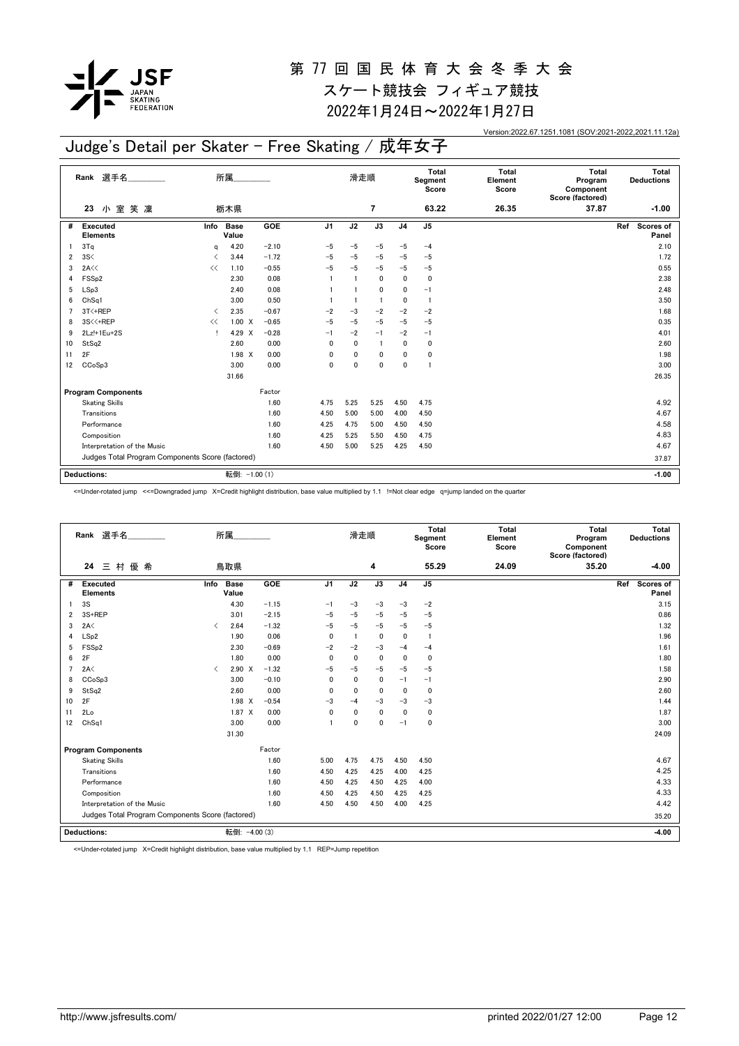# 第 77 回 国 民 体 育 大 会 冬 季 大 会

スケート競技会 フィギュア競技

2022年1月24日～2022年1月27日

Version:2022.67.1251.1081 (SOV:2021-2022,2021.11.12a)

## Judge's Detail per Skater - Free Skating / 成年女子

| Rank | 選手名 | 所属 | 滑走順 | Total Segment Score | Total Element Score | Total Program Component Score (factored) | Total Deductions |
|---|---|---|---|---|---|---|---|
| 23 | 小 室 笑 凜 | 栃木県 | 7 | 63.22 | 26.35 | 37.87 | -1.00 |

| # | Executed Elements | Info | Base Value | | GOE | J1 | J2 | J3 | J4 | J5 | Ref | Scores of Panel |
|---|---|---|---|---|---|---|---|---|---|---|---|---|
| 1 | 3Tq | q | 4.20 | | -2.10 | -5 | -5 | -5 | -5 | -4 | | 2.10 |
| 2 | 3S< | < | 3.44 | | -1.72 | -5 | -5 | -5 | -5 | -5 | | 1.72 |
| 3 | 2A<< | << | 1.10 | | -0.55 | -5 | -5 | -5 | -5 | -5 | | 0.55 |
| 4 | FSSp2 | | 2.30 | | 0.08 | 1 | 1 | 0 | 0 | 0 | | 2.38 |
| 5 | LSp3 | | 2.40 | | 0.08 | 1 | 1 | 0 | 0 | -1 | | 2.48 |
| 6 | ChSq1 | | 3.00 | | 0.50 | 1 | 1 | 1 | 0 | 1 | | 3.50 |
| 7 | 3T<+REP | < | 2.35 | | -0.67 | -2 | -3 | -2 | -2 | -2 | | 1.68 |
| 8 | 3S<<+REP | << | 1.00 | X | -0.65 | -5 | -5 | -5 | -5 | -5 | | 0.35 |
| 9 | 2Lz!+1Eu+2S | ! | 4.29 | X | -0.28 | -1 | -2 | -1 | -2 | -1 | | 4.01 |
| 10 | StSq2 | | 2.60 | | 0.00 | 0 | 0 | 1 | 0 | 0 | | 2.60 |
| 11 | 2F | | 1.98 | X | 0.00 | 0 | 0 | 0 | 0 | 0 | | 1.98 |
| 12 | CCoSp3 | | 3.00 | | 0.00 | 0 | 0 | 0 | 0 | 1 | | 3.00 |
| | | | 31.66 | | | | | | | | | 26.35 |

| Program Components | Factor | J1 | J2 | J3 | J4 | J5 | Scores of Panel |
|---|---|---|---|---|---|---|---|
| Skating Skills | 1.60 | 4.75 | 5.25 | 5.25 | 4.50 | 4.75 | 4.92 |
| Transitions | 1.60 | 4.50 | 5.00 | 5.00 | 4.00 | 4.50 | 4.67 |
| Performance | 1.60 | 4.25 | 4.75 | 5.00 | 4.50 | 4.50 | 4.58 |
| Composition | 1.60 | 4.25 | 5.25 | 5.50 | 4.50 | 4.75 | 4.83 |
| Interpretation of the Music | 1.60 | 4.50 | 5.00 | 5.25 | 4.25 | 4.50 | 4.67 |
| Judges Total Program Components Score (factored) | | | | | | | 37.87 |

| Deductions: | 転倒: -1.00 (1) | -1.00 |
|---|---|---|

<=Under-rotated jump <<=Downgraded jump X=Credit highlight distribution, base value multiplied by 1.1 !=Not clear edge q=jump landed on the quarter

| Rank | 選手名 | 所属 | 滑走順 | Total Segment Score | Total Element Score | Total Program Component Score (factored) | Total Deductions |
|---|---|---|---|---|---|---|---|
| 24 | 三 村 優 希 | 鳥取県 | 4 | 55.29 | 24.09 | 35.20 | -4.00 |

| # | Executed Elements | Info | Base Value | | GOE | J1 | J2 | J3 | J4 | J5 | Ref | Scores of Panel |
|---|---|---|---|---|---|---|---|---|---|---|---|---|
| 1 | 3S | | 4.30 | | -1.15 | -1 | -3 | -3 | -3 | -2 | | 3.15 |
| 2 | 3S+REP | | 3.01 | | -2.15 | -5 | -5 | -5 | -5 | -5 | | 0.86 |
| 3 | 2A< | < | 2.64 | | -1.32 | -5 | -5 | -5 | -5 | -5 | | 1.32 |
| 4 | LSp2 | | 1.90 | | 0.06 | 0 | 1 | 0 | 0 | 1 | | 1.96 |
| 5 | FSSp2 | | 2.30 | | -0.69 | -2 | -2 | -3 | -4 | -4 | | 1.61 |
| 6 | 2F | | 1.80 | | 0.00 | 0 | 0 | 0 | 0 | 0 | | 1.80 |
| 7 | 2A< | < | 2.90 | X | -1.32 | -5 | -5 | -5 | -5 | -5 | | 1.58 |
| 8 | CCoSp3 | | 3.00 | | -0.10 | 0 | 0 | 0 | -1 | -1 | | 2.90 |
| 9 | StSq2 | | 2.60 | | 0.00 | 0 | 0 | 0 | 0 | 0 | | 2.60 |
| 10 | 2F | | 1.98 | X | -0.54 | -3 | -4 | -3 | -3 | -3 | | 1.44 |
| 11 | 2Lo | | 1.87 | X | 0.00 | 0 | 0 | 0 | 0 | 0 | | 1.87 |
| 12 | ChSq1 | | 3.00 | | 0.00 | 1 | 0 | 0 | -1 | 0 | | 3.00 |
| | | | 31.30 | | | | | | | | | 24.09 |

| Program Components | Factor | J1 | J2 | J3 | J4 | J5 | Scores of Panel |
|---|---|---|---|---|---|---|---|
| Skating Skills | 1.60 | 5.00 | 4.75 | 4.75 | 4.50 | 4.50 | 4.67 |
| Transitions | 1.60 | 4.50 | 4.25 | 4.25 | 4.00 | 4.25 | 4.25 |
| Performance | 1.60 | 4.50 | 4.25 | 4.50 | 4.25 | 4.00 | 4.33 |
| Composition | 1.60 | 4.50 | 4.25 | 4.50 | 4.25 | 4.25 | 4.33 |
| Interpretation of the Music | 1.60 | 4.50 | 4.50 | 4.50 | 4.00 | 4.25 | 4.42 |
| Judges Total Program Components Score (factored) | | | | | | | 35.20 |

| Deductions: | 転倒: -4.00 (3) | -4.00 |
|---|---|---|

<=Under-rotated jump X=Credit highlight distribution, base value multiplied by 1.1 REP=Jump repetition

http://www.jsfresults.com/ printed 2022/01/27 12:00